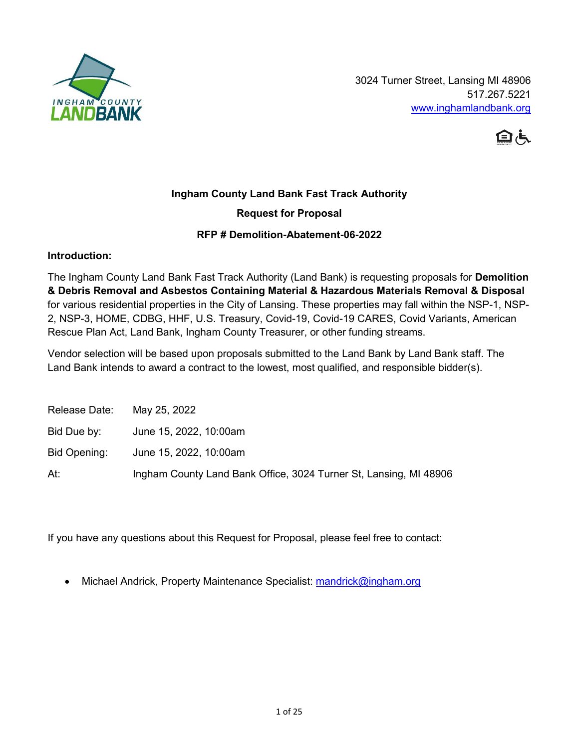INGHAM COUNTY LANDBANK

3024 Turner Street, Lansing MI 48906
517.267.5221
www.inghamlandbank.org

# Ingham County Land Bank Fast Track Authority

## Request for Proposal

## RFP # Demolition-Abatement-06-2022

**Introduction:**

The Ingham County Land Bank Fast Track Authority (Land Bank) is requesting proposals for **Demolition & Debris Removal and Asbestos Containing Material & Hazardous Materials Removal & Disposal** for various residential properties in the City of Lansing. These properties may fall within the NSP-1, NSP-2, NSP-3, HOME, CDBG, HHF, U.S. Treasury, Covid-19, Covid-19 CARES, Covid Variants, American Rescue Plan Act, Land Bank, Ingham County Treasurer, or other funding streams.

Vendor selection will be based upon proposals submitted to the Land Bank by Land Bank staff. The Land Bank intends to award a contract to the lowest, most qualified, and responsible bidder(s).

| | |
|---|---|
| Release Date: | May 25, 2022 |
| Bid Due by: | June 15, 2022, 10:00am |
| Bid Opening: | June 15, 2022, 10:00am |
| At: | Ingham County Land Bank Office, 3024 Turner St, Lansing, MI 48906 |

If you have any questions about this Request for Proposal, please feel free to contact:

- Michael Andrick, Property Maintenance Specialist: mandrick@ingham.org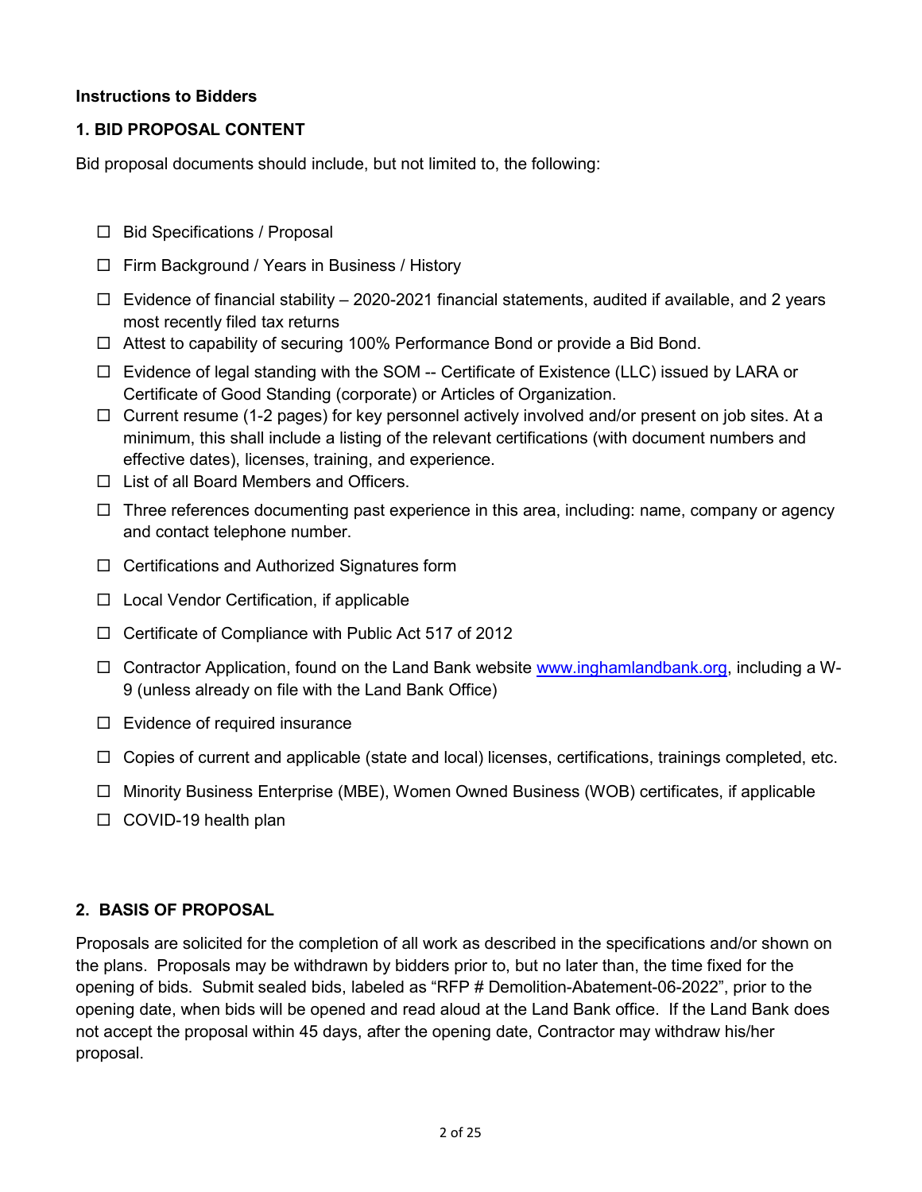**Instructions to Bidders**

**1. BID PROPOSAL CONTENT**

Bid proposal documents should include, but not limited to, the following:

- ☐ Bid Specifications / Proposal
- ☐ Firm Background / Years in Business / History
- ☐ Evidence of financial stability – 2020-2021 financial statements, audited if available, and 2 years most recently filed tax returns
- ☐ Attest to capability of securing 100% Performance Bond or provide a Bid Bond.
- ☐ Evidence of legal standing with the SOM -- Certificate of Existence (LLC) issued by LARA or Certificate of Good Standing (corporate) or Articles of Organization.
- ☐ Current resume (1-2 pages) for key personnel actively involved and/or present on job sites. At a minimum, this shall include a listing of the relevant certifications (with document numbers and effective dates), licenses, training, and experience.
- ☐ List of all Board Members and Officers.
- ☐ Three references documenting past experience in this area, including: name, company or agency and contact telephone number.
- ☐ Certifications and Authorized Signatures form
- ☐ Local Vendor Certification, if applicable
- ☐ Certificate of Compliance with Public Act 517 of 2012
- ☐ Contractor Application, found on the Land Bank website www.inghamlandbank.org, including a W-9 (unless already on file with the Land Bank Office)
- ☐ Evidence of required insurance
- ☐ Copies of current and applicable (state and local) licenses, certifications, trainings completed, etc.
- ☐ Minority Business Enterprise (MBE), Women Owned Business (WOB) certificates, if applicable
- ☐ COVID-19 health plan

**2. BASIS OF PROPOSAL**

Proposals are solicited for the completion of all work as described in the specifications and/or shown on the plans. Proposals may be withdrawn by bidders prior to, but no later than, the time fixed for the opening of bids. Submit sealed bids, labeled as "RFP # Demolition-Abatement-06-2022", prior to the opening date, when bids will be opened and read aloud at the Land Bank office. If the Land Bank does not accept the proposal within 45 days, after the opening date, Contractor may withdraw his/her proposal.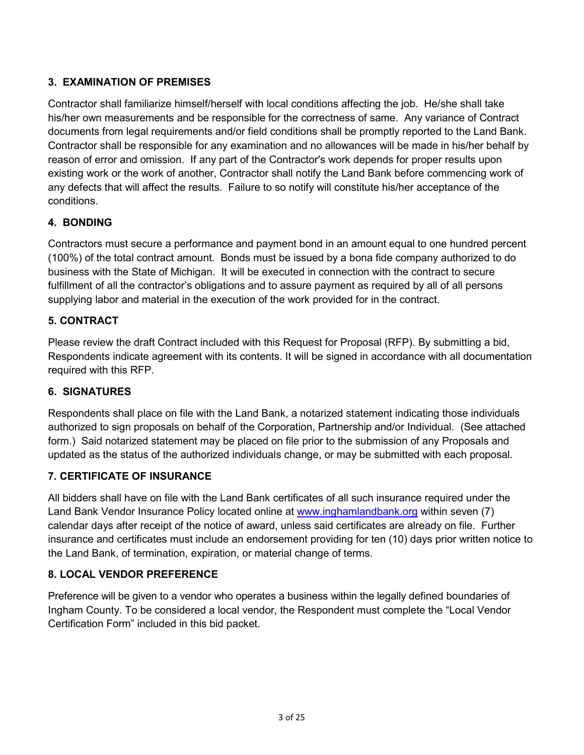### 3. EXAMINATION OF PREMISES

Contractor shall familiarize himself/herself with local conditions affecting the job. He/she shall take his/her own measurements and be responsible for the correctness of same. Any variance of Contract documents from legal requirements and/or field conditions shall be promptly reported to the Land Bank. Contractor shall be responsible for any examination and no allowances will be made in his/her behalf by reason of error and omission. If any part of the Contractor's work depends for proper results upon existing work or the work of another, Contractor shall notify the Land Bank before commencing work of any defects that will affect the results. Failure to so notify will constitute his/her acceptance of the conditions.

### 4. BONDING

Contractors must secure a performance and payment bond in an amount equal to one hundred percent (100%) of the total contract amount. Bonds must be issued by a bona fide company authorized to do business with the State of Michigan. It will be executed in connection with the contract to secure fulfillment of all the contractor's obligations and to assure payment as required by all of all persons supplying labor and material in the execution of the work provided for in the contract.

### 5. CONTRACT

Please review the draft Contract included with this Request for Proposal (RFP). By submitting a bid, Respondents indicate agreement with its contents. It will be signed in accordance with all documentation required with this RFP.

### 6. SIGNATURES

Respondents shall place on file with the Land Bank, a notarized statement indicating those individuals authorized to sign proposals on behalf of the Corporation, Partnership and/or Individual. (See attached form.) Said notarized statement may be placed on file prior to the submission of any Proposals and updated as the status of the authorized individuals change, or may be submitted with each proposal.

### 7. CERTIFICATE OF INSURANCE

All bidders shall have on file with the Land Bank certificates of all such insurance required under the Land Bank Vendor Insurance Policy located online at [www.inghamlandbank.org](http://www.inghamlandbank.org) within seven (7) calendar days after receipt of the notice of award, unless said certificates are already on file. Further insurance and certificates must include an endorsement providing for ten (10) days prior written notice to the Land Bank, of termination, expiration, or material change of terms.

### 8. LOCAL VENDOR PREFERENCE

Preference will be given to a vendor who operates a business within the legally defined boundaries of Ingham County. To be considered a local vendor, the Respondent must complete the "Local Vendor Certification Form" included in this bid packet.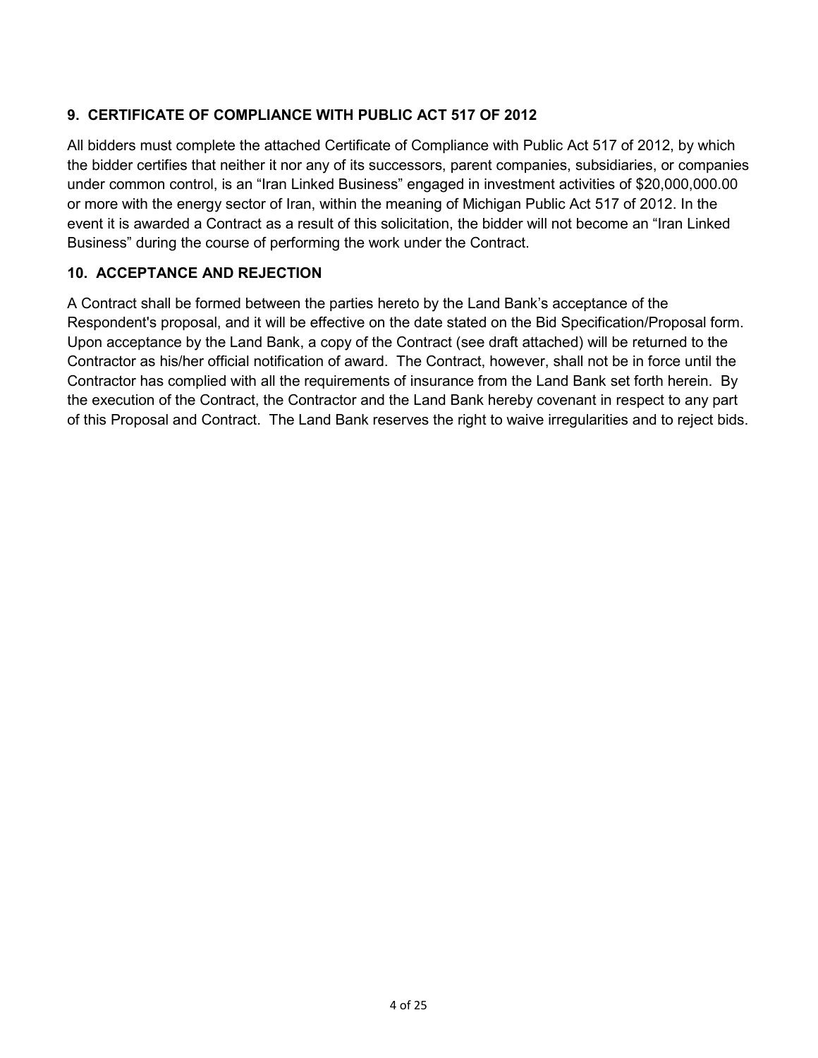## 9. CERTIFICATE OF COMPLIANCE WITH PUBLIC ACT 517 OF 2012

All bidders must complete the attached Certificate of Compliance with Public Act 517 of 2012, by which the bidder certifies that neither it nor any of its successors, parent companies, subsidiaries, or companies under common control, is an "Iran Linked Business" engaged in investment activities of $20,000,000.00 or more with the energy sector of Iran, within the meaning of Michigan Public Act 517 of 2012. In the event it is awarded a Contract as a result of this solicitation, the bidder will not become an "Iran Linked Business" during the course of performing the work under the Contract.

## 10. ACCEPTANCE AND REJECTION

A Contract shall be formed between the parties hereto by the Land Bank's acceptance of the Respondent's proposal, and it will be effective on the date stated on the Bid Specification/Proposal form. Upon acceptance by the Land Bank, a copy of the Contract (see draft attached) will be returned to the Contractor as his/her official notification of award. The Contract, however, shall not be in force until the Contractor has complied with all the requirements of insurance from the Land Bank set forth herein. By the execution of the Contract, the Contractor and the Land Bank hereby covenant in respect to any part of this Proposal and Contract. The Land Bank reserves the right to waive irregularities and to reject bids.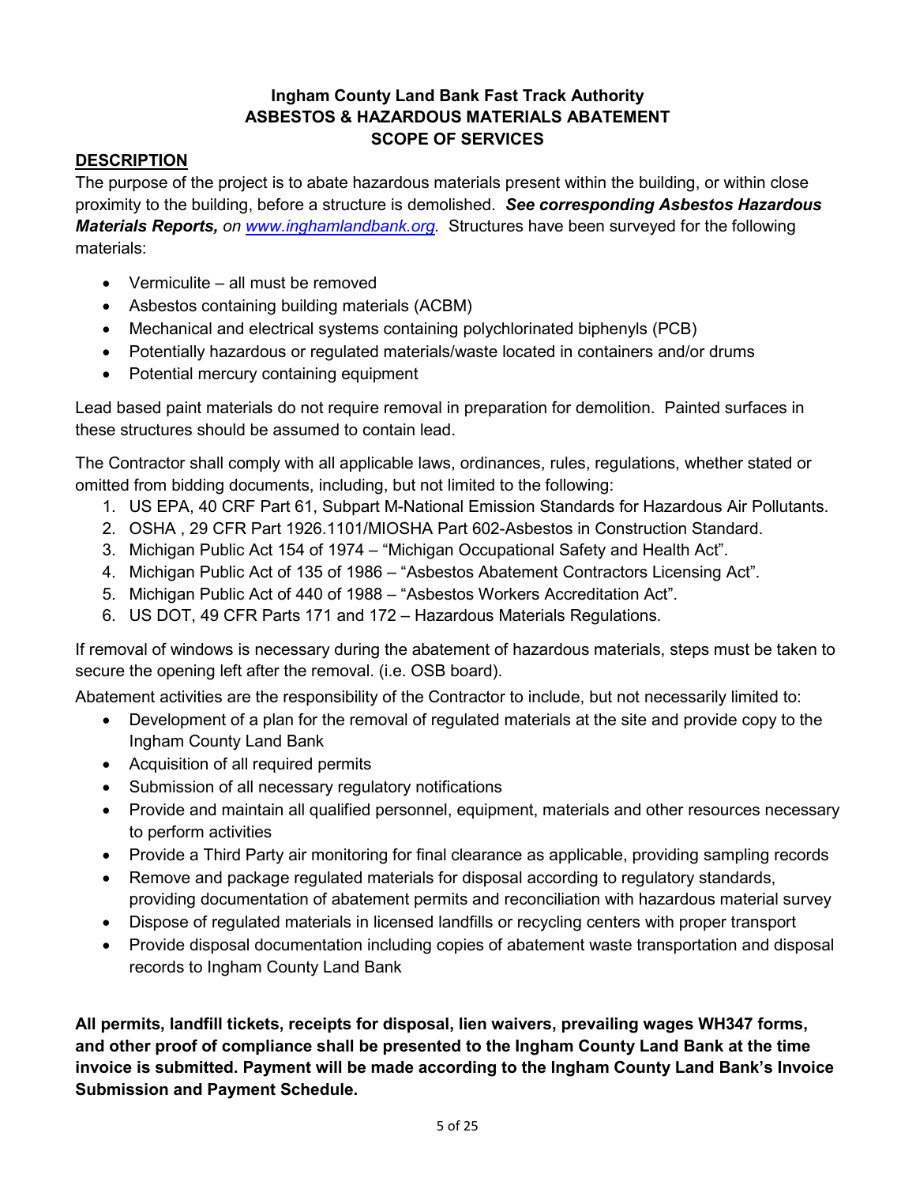**Ingham County Land Bank Fast Track Authority**
**ASBESTOS & HAZARDOUS MATERIALS ABATEMENT**
**SCOPE OF SERVICES**

## DESCRIPTION

The purpose of the project is to abate hazardous materials present within the building, or within close proximity to the building, before a structure is demolished. ***See corresponding Asbestos Hazardous Materials Reports,*** *on [www.inghamlandbank.org](www.inghamlandbank.org).* Structures have been surveyed for the following materials:

- Vermiculite – all must be removed
- Asbestos containing building materials (ACBM)
- Mechanical and electrical systems containing polychlorinated biphenyls (PCB)
- Potentially hazardous or regulated materials/waste located in containers and/or drums
- Potential mercury containing equipment

Lead based paint materials do not require removal in preparation for demolition. Painted surfaces in these structures should be assumed to contain lead.

The Contractor shall comply with all applicable laws, ordinances, rules, regulations, whether stated or omitted from bidding documents, including, but not limited to the following:

1. US EPA, 40 CRF Part 61, Subpart M-National Emission Standards for Hazardous Air Pollutants.
2. OSHA , 29 CFR Part 1926.1101/MIOSHA Part 602-Asbestos in Construction Standard.
3. Michigan Public Act 154 of 1974 – "Michigan Occupational Safety and Health Act".
4. Michigan Public Act of 135 of 1986 – "Asbestos Abatement Contractors Licensing Act".
5. Michigan Public Act of 440 of 1988 – "Asbestos Workers Accreditation Act".
6. US DOT, 49 CFR Parts 171 and 172 – Hazardous Materials Regulations.

If removal of windows is necessary during the abatement of hazardous materials, steps must be taken to secure the opening left after the removal. (i.e. OSB board).

Abatement activities are the responsibility of the Contractor to include, but not necessarily limited to:

- Development of a plan for the removal of regulated materials at the site and provide copy to the Ingham County Land Bank
- Acquisition of all required permits
- Submission of all necessary regulatory notifications
- Provide and maintain all qualified personnel, equipment, materials and other resources necessary to perform activities
- Provide a Third Party air monitoring for final clearance as applicable, providing sampling records
- Remove and package regulated materials for disposal according to regulatory standards, providing documentation of abatement permits and reconciliation with hazardous material survey
- Dispose of regulated materials in licensed landfills or recycling centers with proper transport
- Provide disposal documentation including copies of abatement waste transportation and disposal records to Ingham County Land Bank

**All permits, landfill tickets, receipts for disposal, lien waivers, prevailing wages WH347 forms, and other proof of compliance shall be presented to the Ingham County Land Bank at the time invoice is submitted. Payment will be made according to the Ingham County Land Bank's Invoice Submission and Payment Schedule.**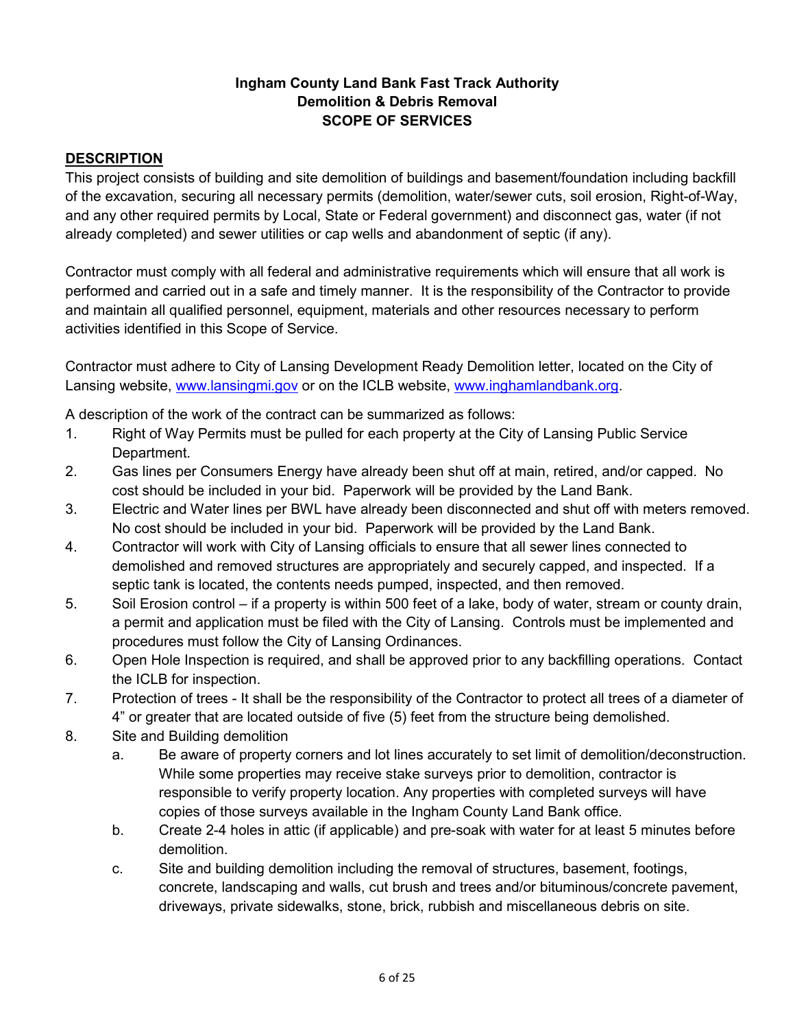**Ingham County Land Bank Fast Track Authority**
**Demolition & Debris Removal**
**SCOPE OF SERVICES**

## DESCRIPTION

This project consists of building and site demolition of buildings and basement/foundation including backfill of the excavation, securing all necessary permits (demolition, water/sewer cuts, soil erosion, Right-of-Way, and any other required permits by Local, State or Federal government) and disconnect gas, water (if not already completed) and sewer utilities or cap wells and abandonment of septic (if any).

Contractor must comply with all federal and administrative requirements which will ensure that all work is performed and carried out in a safe and timely manner. It is the responsibility of the Contractor to provide and maintain all qualified personnel, equipment, materials and other resources necessary to perform activities identified in this Scope of Service.

Contractor must adhere to City of Lansing Development Ready Demolition letter, located on the City of Lansing website, www.lansingmi.gov or on the ICLB website, www.inghamlandbank.org.

A description of the work of the contract can be summarized as follows:

1. Right of Way Permits must be pulled for each property at the City of Lansing Public Service Department.
2. Gas lines per Consumers Energy have already been shut off at main, retired, and/or capped. No cost should be included in your bid. Paperwork will be provided by the Land Bank.
3. Electric and Water lines per BWL have already been disconnected and shut off with meters removed. No cost should be included in your bid. Paperwork will be provided by the Land Bank.
4. Contractor will work with City of Lansing officials to ensure that all sewer lines connected to demolished and removed structures are appropriately and securely capped, and inspected. If a septic tank is located, the contents needs pumped, inspected, and then removed.
5. Soil Erosion control – if a property is within 500 feet of a lake, body of water, stream or county drain, a permit and application must be filed with the City of Lansing. Controls must be implemented and procedures must follow the City of Lansing Ordinances.
6. Open Hole Inspection is required, and shall be approved prior to any backfilling operations. Contact the ICLB for inspection.
7. Protection of trees - It shall be the responsibility of the Contractor to protect all trees of a diameter of 4" or greater that are located outside of five (5) feet from the structure being demolished.
8. Site and Building demolition
   a. Be aware of property corners and lot lines accurately to set limit of demolition/deconstruction. While some properties may receive stake surveys prior to demolition, contractor is responsible to verify property location. Any properties with completed surveys will have copies of those surveys available in the Ingham County Land Bank office.
   b. Create 2-4 holes in attic (if applicable) and pre-soak with water for at least 5 minutes before demolition.
   c. Site and building demolition including the removal of structures, basement, footings, concrete, landscaping and walls, cut brush and trees and/or bituminous/concrete pavement, driveways, private sidewalks, stone, brick, rubbish and miscellaneous debris on site.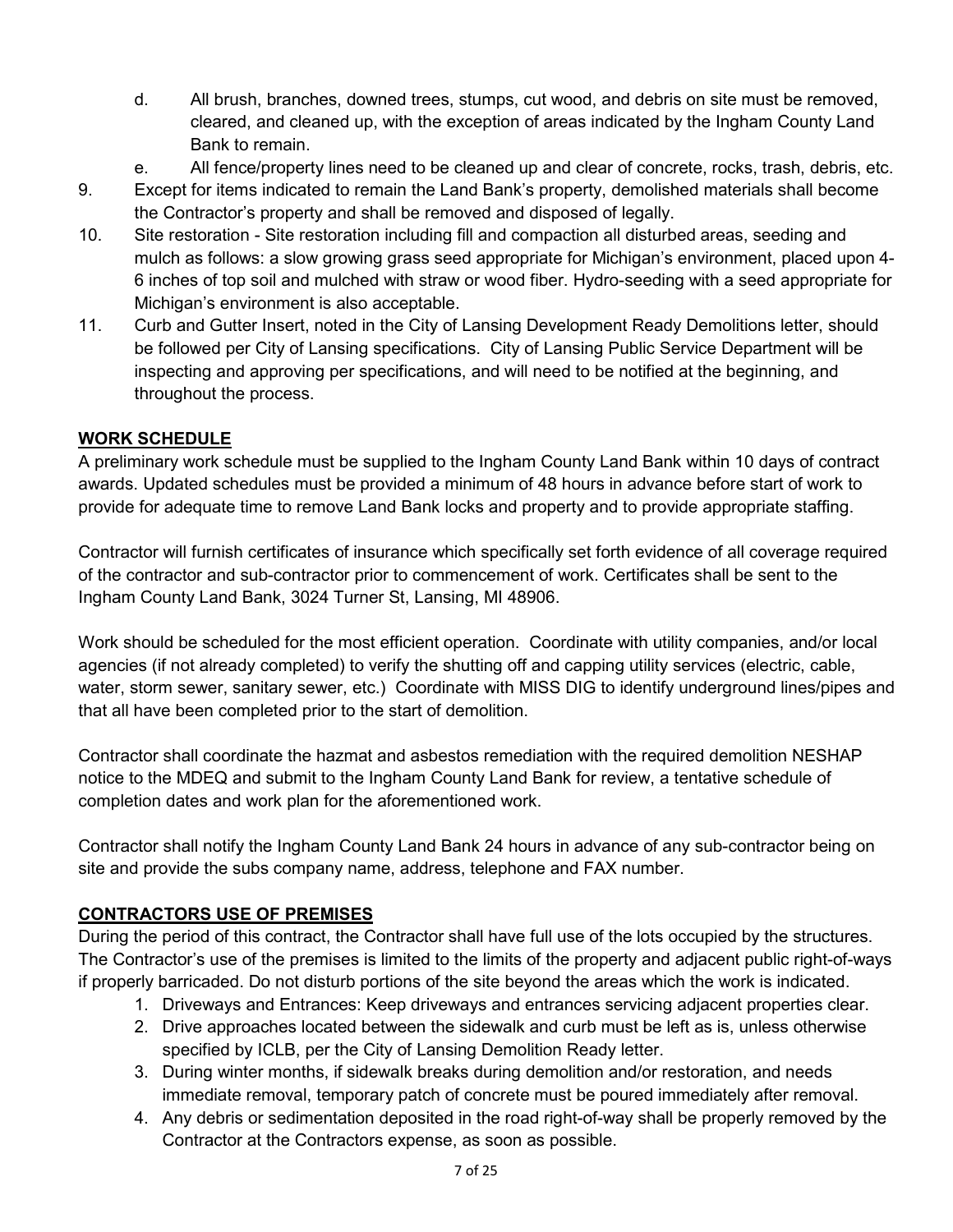d. All brush, branches, downed trees, stumps, cut wood, and debris on site must be removed, cleared, and cleaned up, with the exception of areas indicated by the Ingham County Land Bank to remain.

e. All fence/property lines need to be cleaned up and clear of concrete, rocks, trash, debris, etc.

9. Except for items indicated to remain the Land Bank's property, demolished materials shall become the Contractor's property and shall be removed and disposed of legally.

10. Site restoration - Site restoration including fill and compaction all disturbed areas, seeding and mulch as follows: a slow growing grass seed appropriate for Michigan's environment, placed upon 4-6 inches of top soil and mulched with straw or wood fiber. Hydro-seeding with a seed appropriate for Michigan's environment is also acceptable.

11. Curb and Gutter Insert, noted in the City of Lansing Development Ready Demolitions letter, should be followed per City of Lansing specifications. City of Lansing Public Service Department will be inspecting and approving per specifications, and will need to be notified at the beginning, and throughout the process.

## WORK SCHEDULE

A preliminary work schedule must be supplied to the Ingham County Land Bank within 10 days of contract awards. Updated schedules must be provided a minimum of 48 hours in advance before start of work to provide for adequate time to remove Land Bank locks and property and to provide appropriate staffing.

Contractor will furnish certificates of insurance which specifically set forth evidence of all coverage required of the contractor and sub-contractor prior to commencement of work. Certificates shall be sent to the Ingham County Land Bank, 3024 Turner St, Lansing, MI 48906.

Work should be scheduled for the most efficient operation. Coordinate with utility companies, and/or local agencies (if not already completed) to verify the shutting off and capping utility services (electric, cable, water, storm sewer, sanitary sewer, etc.) Coordinate with MISS DIG to identify underground lines/pipes and that all have been completed prior to the start of demolition.

Contractor shall coordinate the hazmat and asbestos remediation with the required demolition NESHAP notice to the MDEQ and submit to the Ingham County Land Bank for review, a tentative schedule of completion dates and work plan for the aforementioned work.

Contractor shall notify the Ingham County Land Bank 24 hours in advance of any sub-contractor being on site and provide the subs company name, address, telephone and FAX number.

## CONTRACTORS USE OF PREMISES

During the period of this contract, the Contractor shall have full use of the lots occupied by the structures. The Contractor's use of the premises is limited to the limits of the property and adjacent public right-of-ways if properly barricaded. Do not disturb portions of the site beyond the areas which the work is indicated.

1. Driveways and Entrances: Keep driveways and entrances servicing adjacent properties clear.
2. Drive approaches located between the sidewalk and curb must be left as is, unless otherwise specified by ICLB, per the City of Lansing Demolition Ready letter.
3. During winter months, if sidewalk breaks during demolition and/or restoration, and needs immediate removal, temporary patch of concrete must be poured immediately after removal.
4. Any debris or sedimentation deposited in the road right-of-way shall be properly removed by the Contractor at the Contractors expense, as soon as possible.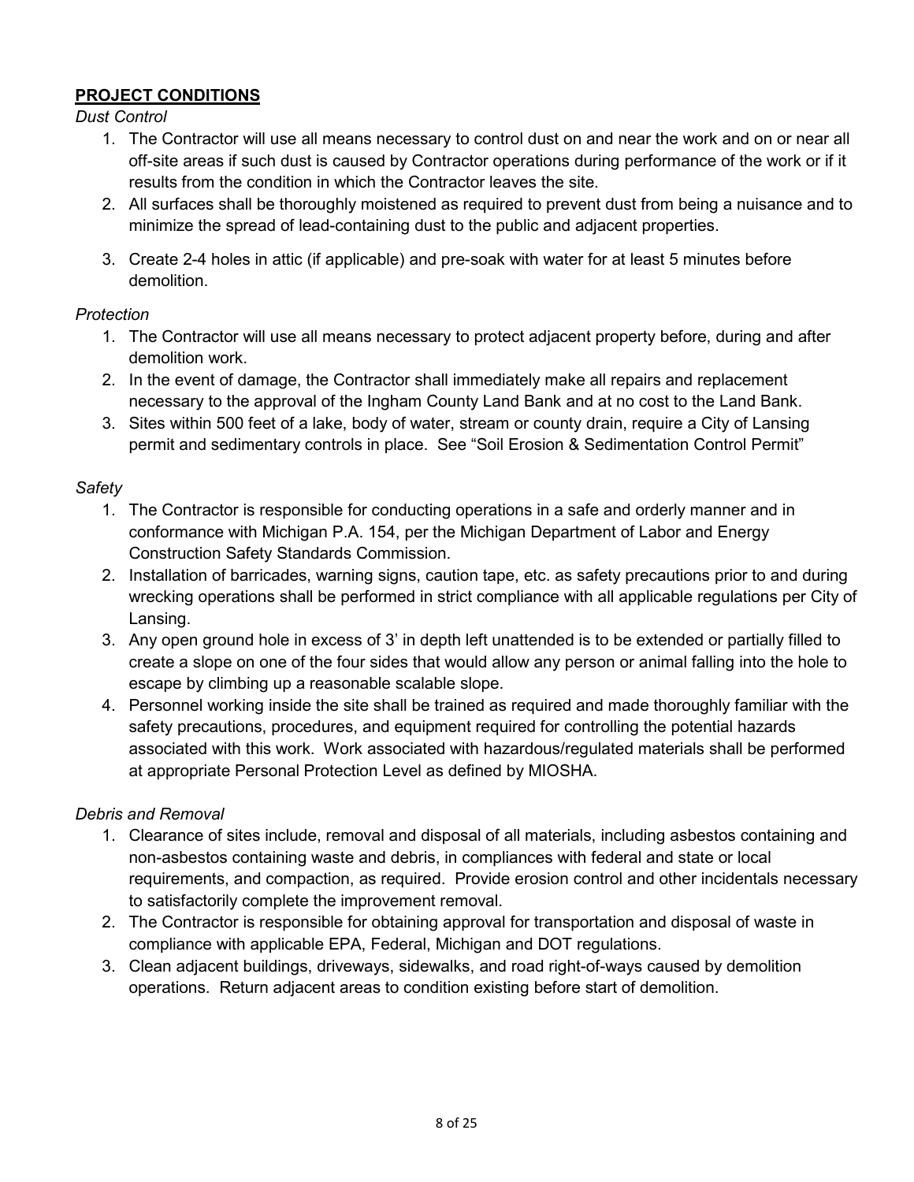## **PROJECT CONDITIONS**

*Dust Control*

1. The Contractor will use all means necessary to control dust on and near the work and on or near all off-site areas if such dust is caused by Contractor operations during performance of the work or if it results from the condition in which the Contractor leaves the site.
2. All surfaces shall be thoroughly moistened as required to prevent dust from being a nuisance and to minimize the spread of lead-containing dust to the public and adjacent properties.
3. Create 2-4 holes in attic (if applicable) and pre-soak with water for at least 5 minutes before demolition.

*Protection*

1. The Contractor will use all means necessary to protect adjacent property before, during and after demolition work.
2. In the event of damage, the Contractor shall immediately make all repairs and replacement necessary to the approval of the Ingham County Land Bank and at no cost to the Land Bank.
3. Sites within 500 feet of a lake, body of water, stream or county drain, require a City of Lansing permit and sedimentary controls in place. See "Soil Erosion & Sedimentation Control Permit"

*Safety*

1. The Contractor is responsible for conducting operations in a safe and orderly manner and in conformance with Michigan P.A. 154, per the Michigan Department of Labor and Energy Construction Safety Standards Commission.
2. Installation of barricades, warning signs, caution tape, etc. as safety precautions prior to and during wrecking operations shall be performed in strict compliance with all applicable regulations per City of Lansing.
3. Any open ground hole in excess of 3' in depth left unattended is to be extended or partially filled to create a slope on one of the four sides that would allow any person or animal falling into the hole to escape by climbing up a reasonable scalable slope.
4. Personnel working inside the site shall be trained as required and made thoroughly familiar with the safety precautions, procedures, and equipment required for controlling the potential hazards associated with this work. Work associated with hazardous/regulated materials shall be performed at appropriate Personal Protection Level as defined by MIOSHA.

*Debris and Removal*

1. Clearance of sites include, removal and disposal of all materials, including asbestos containing and non-asbestos containing waste and debris, in compliances with federal and state or local requirements, and compaction, as required. Provide erosion control and other incidentals necessary to satisfactorily complete the improvement removal.
2. The Contractor is responsible for obtaining approval for transportation and disposal of waste in compliance with applicable EPA, Federal, Michigan and DOT regulations.
3. Clean adjacent buildings, driveways, sidewalks, and road right-of-ways caused by demolition operations. Return adjacent areas to condition existing before start of demolition.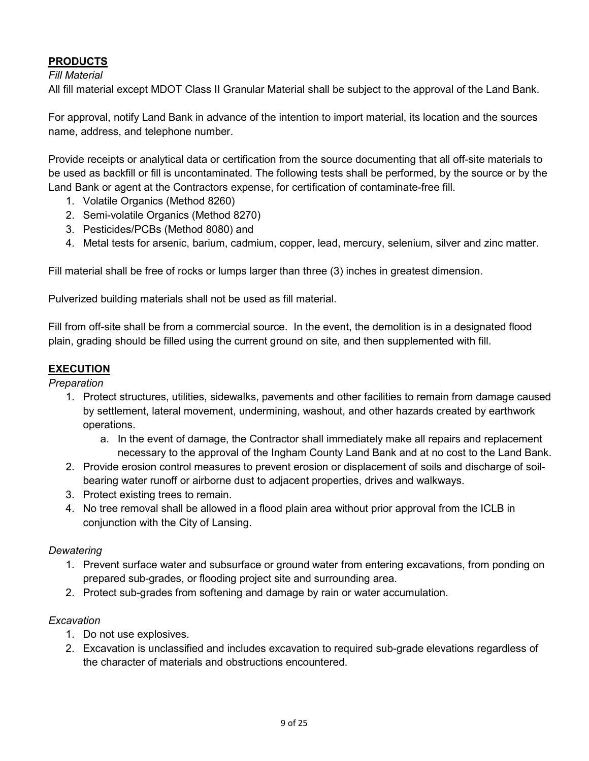## **PRODUCTS**

*Fill Material*

All fill material except MDOT Class II Granular Material shall be subject to the approval of the Land Bank.

For approval, notify Land Bank in advance of the intention to import material, its location and the sources name, address, and telephone number.

Provide receipts or analytical data or certification from the source documenting that all off-site materials to be used as backfill or fill is uncontaminated. The following tests shall be performed, by the source or by the Land Bank or agent at the Contractors expense, for certification of contaminate-free fill.

1. Volatile Organics (Method 8260)
2. Semi-volatile Organics (Method 8270)
3. Pesticides/PCBs (Method 8080) and
4. Metal tests for arsenic, barium, cadmium, copper, lead, mercury, selenium, silver and zinc matter.

Fill material shall be free of rocks or lumps larger than three (3) inches in greatest dimension.

Pulverized building materials shall not be used as fill material.

Fill from off-site shall be from a commercial source. In the event, the demolition is in a designated flood plain, grading should be filled using the current ground on site, and then supplemented with fill.

## **EXECUTION**

*Preparation*

1. Protect structures, utilities, sidewalks, pavements and other facilities to remain from damage caused by settlement, lateral movement, undermining, washout, and other hazards created by earthwork operations.
   a. In the event of damage, the Contractor shall immediately make all repairs and replacement necessary to the approval of the Ingham County Land Bank and at no cost to the Land Bank.
2. Provide erosion control measures to prevent erosion or displacement of soils and discharge of soil-bearing water runoff or airborne dust to adjacent properties, drives and walkways.
3. Protect existing trees to remain.
4. No tree removal shall be allowed in a flood plain area without prior approval from the ICLB in conjunction with the City of Lansing.

*Dewatering*

1. Prevent surface water and subsurface or ground water from entering excavations, from ponding on prepared sub-grades, or flooding project site and surrounding area.
2. Protect sub-grades from softening and damage by rain or water accumulation.

*Excavation*

1. Do not use explosives.
2. Excavation is unclassified and includes excavation to required sub-grade elevations regardless of the character of materials and obstructions encountered.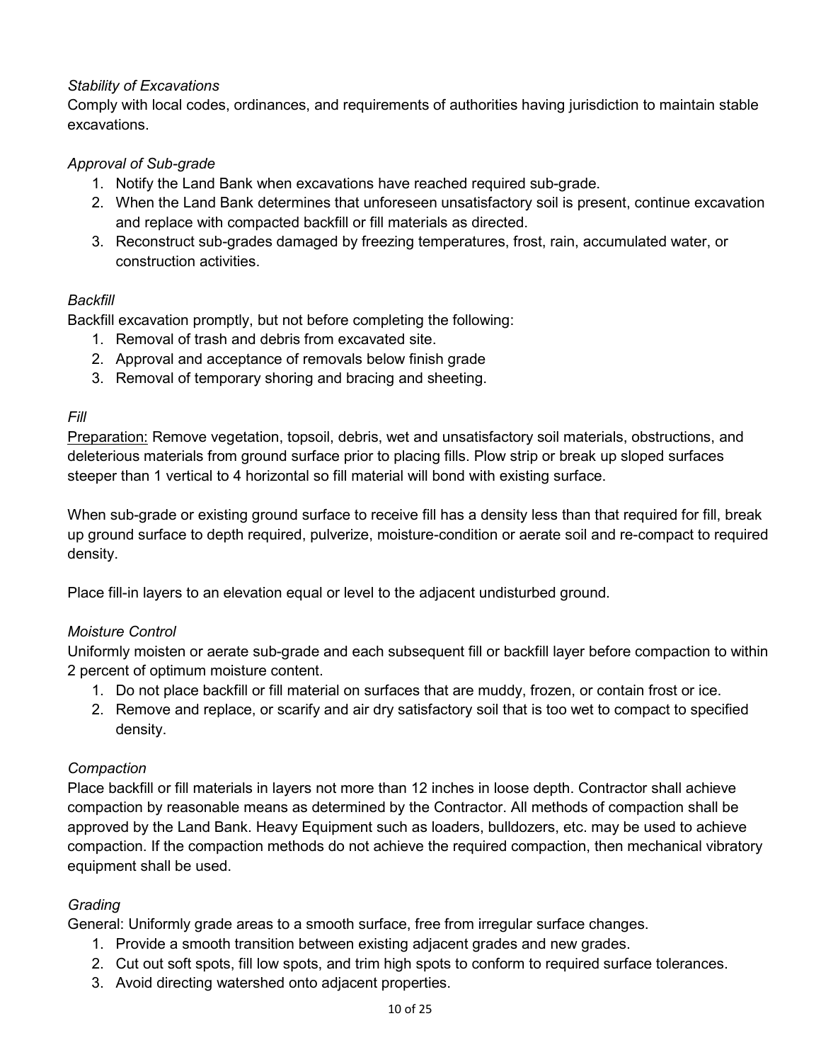*Stability of Excavations*

Comply with local codes, ordinances, and requirements of authorities having jurisdiction to maintain stable excavations.

*Approval of Sub-grade*

1. Notify the Land Bank when excavations have reached required sub-grade.
2. When the Land Bank determines that unforeseen unsatisfactory soil is present, continue excavation and replace with compacted backfill or fill materials as directed.
3. Reconstruct sub-grades damaged by freezing temperatures, frost, rain, accumulated water, or construction activities.

*Backfill*

Backfill excavation promptly, but not before completing the following:

1. Removal of trash and debris from excavated site.
2. Approval and acceptance of removals below finish grade
3. Removal of temporary shoring and bracing and sheeting.

*Fill*

<u>Preparation:</u> Remove vegetation, topsoil, debris, wet and unsatisfactory soil materials, obstructions, and deleterious materials from ground surface prior to placing fills. Plow strip or break up sloped surfaces steeper than 1 vertical to 4 horizontal so fill material will bond with existing surface.

When sub-grade or existing ground surface to receive fill has a density less than that required for fill, break up ground surface to depth required, pulverize, moisture-condition or aerate soil and re-compact to required density.

Place fill-in layers to an elevation equal or level to the adjacent undisturbed ground.

*Moisture Control*

Uniformly moisten or aerate sub-grade and each subsequent fill or backfill layer before compaction to within 2 percent of optimum moisture content.

1. Do not place backfill or fill material on surfaces that are muddy, frozen, or contain frost or ice.
2. Remove and replace, or scarify and air dry satisfactory soil that is too wet to compact to specified density.

*Compaction*

Place backfill or fill materials in layers not more than 12 inches in loose depth. Contractor shall achieve compaction by reasonable means as determined by the Contractor. All methods of compaction shall be approved by the Land Bank. Heavy Equipment such as loaders, bulldozers, etc. may be used to achieve compaction. If the compaction methods do not achieve the required compaction, then mechanical vibratory equipment shall be used.

*Grading*

General: Uniformly grade areas to a smooth surface, free from irregular surface changes.

1. Provide a smooth transition between existing adjacent grades and new grades.
2. Cut out soft spots, fill low spots, and trim high spots to conform to required surface tolerances.
3. Avoid directing watershed onto adjacent properties.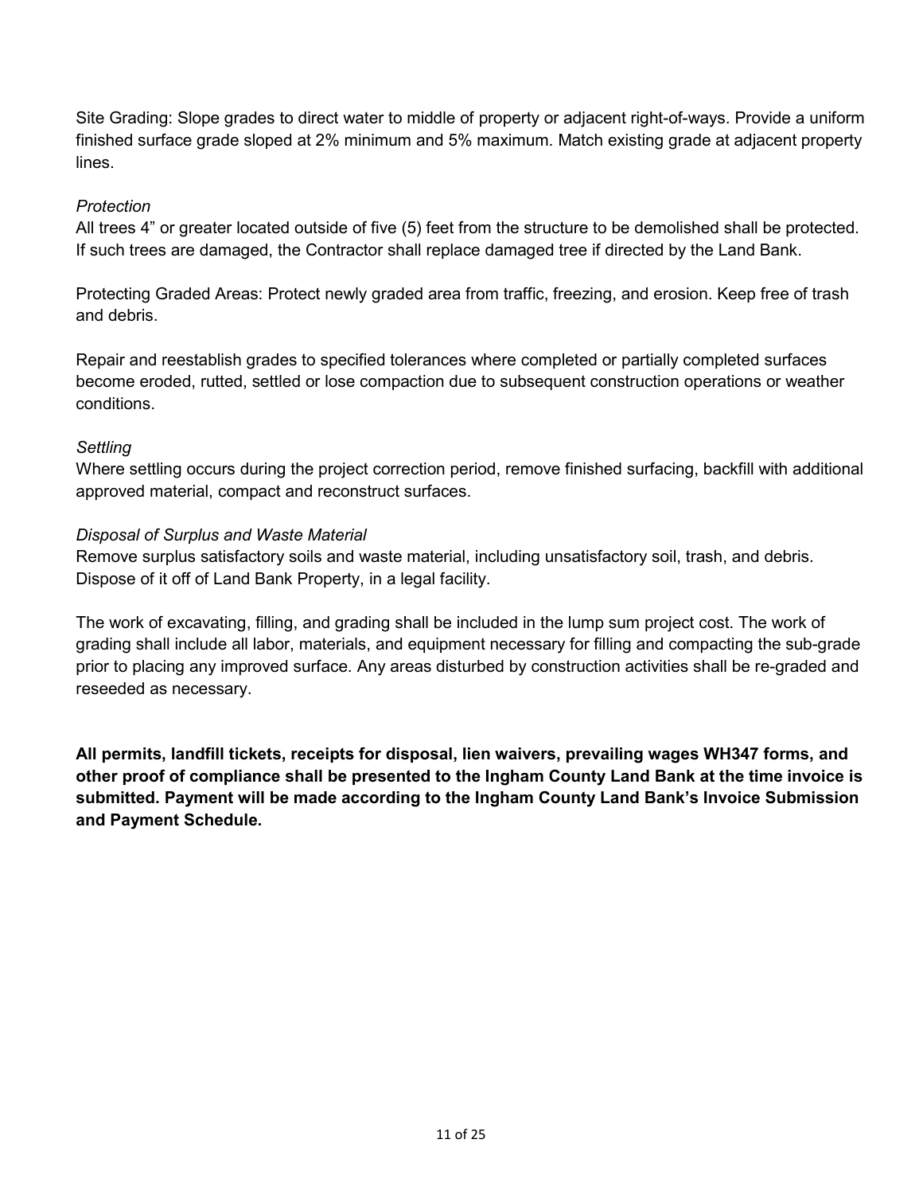Site Grading: Slope grades to direct water to middle of property or adjacent right-of-ways. Provide a uniform finished surface grade sloped at 2% minimum and 5% maximum. Match existing grade at adjacent property lines.

*Protection*

All trees 4” or greater located outside of five (5) feet from the structure to be demolished shall be protected. If such trees are damaged, the Contractor shall replace damaged tree if directed by the Land Bank.

Protecting Graded Areas: Protect newly graded area from traffic, freezing, and erosion. Keep free of trash and debris.

Repair and reestablish grades to specified tolerances where completed or partially completed surfaces become eroded, rutted, settled or lose compaction due to subsequent construction operations or weather conditions.

*Settling*

Where settling occurs during the project correction period, remove finished surfacing, backfill with additional approved material, compact and reconstruct surfaces.

*Disposal of Surplus and Waste Material*

Remove surplus satisfactory soils and waste material, including unsatisfactory soil, trash, and debris. Dispose of it off of Land Bank Property, in a legal facility.

The work of excavating, filling, and grading shall be included in the lump sum project cost. The work of grading shall include all labor, materials, and equipment necessary for filling and compacting the sub-grade prior to placing any improved surface. Any areas disturbed by construction activities shall be re-graded and reseeded as necessary.

**All permits, landfill tickets, receipts for disposal, lien waivers, prevailing wages WH347 forms, and other proof of compliance shall be presented to the Ingham County Land Bank at the time invoice is submitted. Payment will be made according to the Ingham County Land Bank’s Invoice Submission and Payment Schedule.**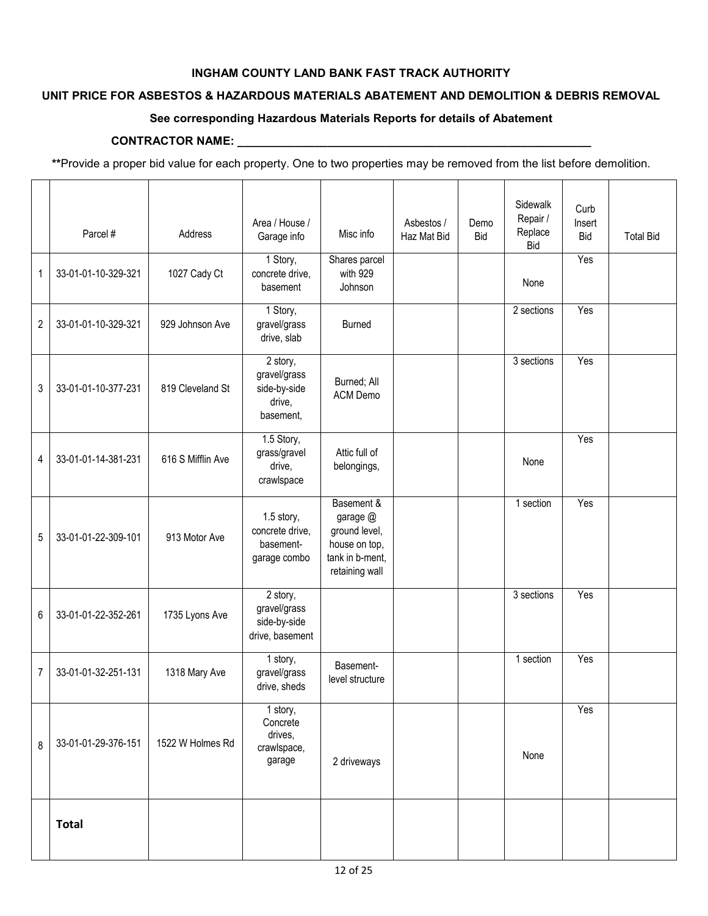**INGHAM COUNTY LAND BANK FAST TRACK AUTHORITY**

**UNIT PRICE FOR ASBESTOS & HAZARDOUS MATERIALS ABATEMENT AND DEMOLITION & DEBRIS REMOVAL**

**See corresponding Hazardous Materials Reports for details of Abatement**

**CONTRACTOR NAME: ___________________________________________________________**

**Provide a proper bid value for each property. One to two properties may be removed from the list before demolition.

| | Parcel # | Address | Area / House / Garage info | Misc info | Asbestos / Haz Mat Bid | Demo Bid | Sidewalk Repair / Replace Bid | Curb Insert Bid | Total Bid |
|---|---|---|---|---|---|---|---|---|---|
| 1 | 33-01-01-10-329-321 | 1027 Cady Ct | 1 Story, concrete drive, basement | Shares parcel with 929 Johnson | | | None | Yes | |
| 2 | 33-01-01-10-329-321 | 929 Johnson Ave | 1 Story, gravel/grass drive, slab | Burned | | | 2 sections | Yes | |
| 3 | 33-01-01-10-377-231 | 819 Cleveland St | 2 story, gravel/grass side-by-side drive, basement, | Burned; All ACM Demo | | | 3 sections | Yes | |
| 4 | 33-01-01-14-381-231 | 616 S Mifflin Ave | 1.5 Story, grass/gravel drive, crawlspace | Attic full of belongings, | | | None | Yes | |
| 5 | 33-01-01-22-309-101 | 913 Motor Ave | 1.5 story, concrete drive, basement-garage combo | Basement & garage @ ground level, house on top, tank in b-ment, retaining wall | | | 1 section | Yes | |
| 6 | 33-01-01-22-352-261 | 1735 Lyons Ave | 2 story, gravel/grass side-by-side drive, basement | | | | 3 sections | Yes | |
| 7 | 33-01-01-32-251-131 | 1318 Mary Ave | 1 story, gravel/grass drive, sheds | Basement-level structure | | | 1 section | Yes | |
| 8 | 33-01-01-29-376-151 | 1522 W Holmes Rd | 1 story, Concrete drives, crawlspace, garage | 2 driveways | | | None | Yes | |
| | **Total** | | | | | | | | |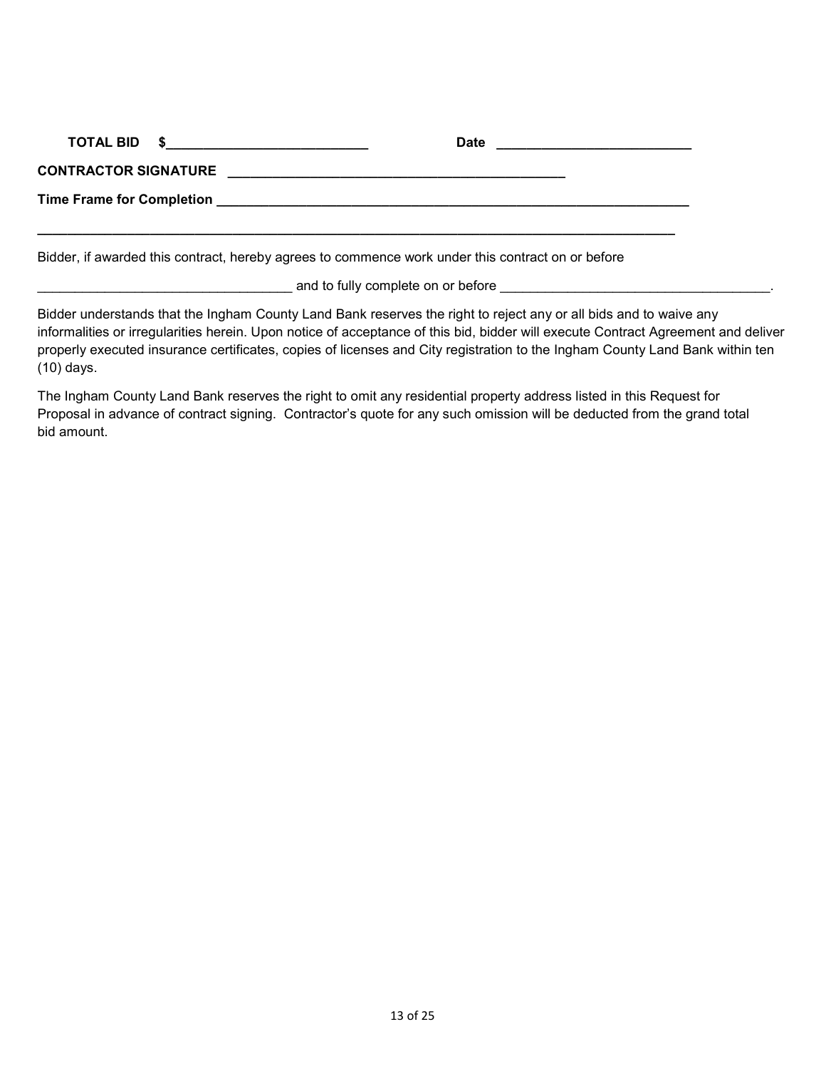**TOTAL BID $\_\_\_\_\_\_\_\_\_\_\_\_\_\_\_\_\_\_\_\_\_\_\_\_\_\_ Date \_\_\_\_\_\_\_\_\_\_\_\_\_\_\_\_\_\_\_\_\_\_\_\_\_\_**

**CONTRACTOR SIGNATURE \_\_\_\_\_\_\_\_\_\_\_\_\_\_\_\_\_\_\_\_\_\_\_\_\_\_\_\_\_\_\_\_\_\_\_\_\_\_\_\_\_\_\_\_\_\_\_**

**Time Frame for Completion \_\_\_\_\_\_\_\_\_\_\_\_\_\_\_\_\_\_\_\_\_\_\_\_\_\_\_\_\_\_\_\_\_\_\_\_\_\_\_\_\_\_\_\_\_\_\_\_\_\_\_\_\_\_\_\_\_\_\_\_\_\_\_\_\_\_**

**\_\_\_\_\_\_\_\_\_\_\_\_\_\_\_\_\_\_\_\_\_\_\_\_\_\_\_\_\_\_\_\_\_\_\_\_\_\_\_\_\_\_\_\_\_\_\_\_\_\_\_\_\_\_\_\_\_\_\_\_\_\_\_\_\_\_\_\_\_\_\_\_\_\_\_\_\_\_\_\_\_\_\_\_\_\_\_\_\_**

Bidder, if awarded this contract, hereby agrees to commence work under this contract on or before

\_\_\_\_\_\_\_\_\_\_\_\_\_\_\_\_\_\_\_\_\_\_\_\_\_\_\_\_\_\_\_\_\_\_\_\_ and to fully complete on or before \_\_\_\_\_\_\_\_\_\_\_\_\_\_\_\_\_\_\_\_\_\_\_\_\_\_\_\_\_\_\_\_\_\_\_\_\_\_.

Bidder understands that the Ingham County Land Bank reserves the right to reject any or all bids and to waive any informalities or irregularities herein. Upon notice of acceptance of this bid, bidder will execute Contract Agreement and deliver properly executed insurance certificates, copies of licenses and City registration to the Ingham County Land Bank within ten (10) days.

The Ingham County Land Bank reserves the right to omit any residential property address listed in this Request for Proposal in advance of contract signing. Contractor's quote for any such omission will be deducted from the grand total bid amount.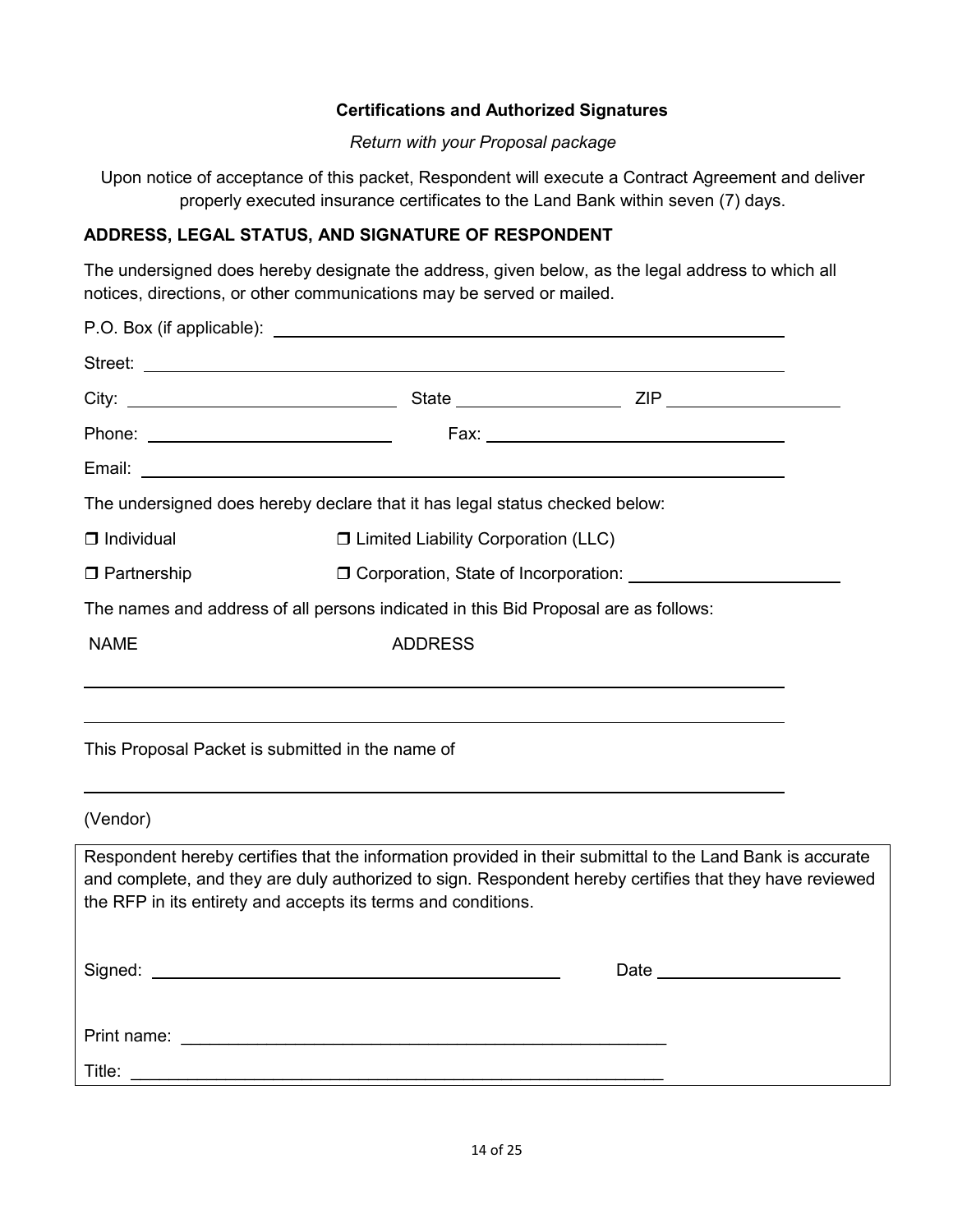### Certifications and Authorized Signatures

*Return with your Proposal package*

Upon notice of acceptance of this packet, Respondent will execute a Contract Agreement and deliver properly executed insurance certificates to the Land Bank within seven (7) days.

**ADDRESS, LEGAL STATUS, AND SIGNATURE OF RESPONDENT**

The undersigned does hereby designate the address, given below, as the legal address to which all notices, directions, or other communications may be served or mailed.

P.O. Box (if applicable): ______________________________________________

Street: ______________________________________________

City: ______________________ State ______________ ZIP ______________

Phone: ______________________ Fax: ______________________

Email: ______________________________________________

The undersigned does hereby declare that it has legal status checked below:

❒ Individual ❒ Limited Liability Corporation (LLC)

❒ Partnership ❒ Corporation, State of Incorporation: ______________________

The names and address of all persons indicated in this Bid Proposal are as follows:

NAME ADDRESS

______________________________________________

______________________________________________

This Proposal Packet is submitted in the name of

______________________________________________

(Vendor)

Respondent hereby certifies that the information provided in their submittal to the Land Bank is accurate and complete, and they are duly authorized to sign. Respondent hereby certifies that they have reviewed the RFP in its entirety and accepts its terms and conditions.

Signed: ______________________________ Date ______________

Print name: ______________________________________________

Title: ______________________________________________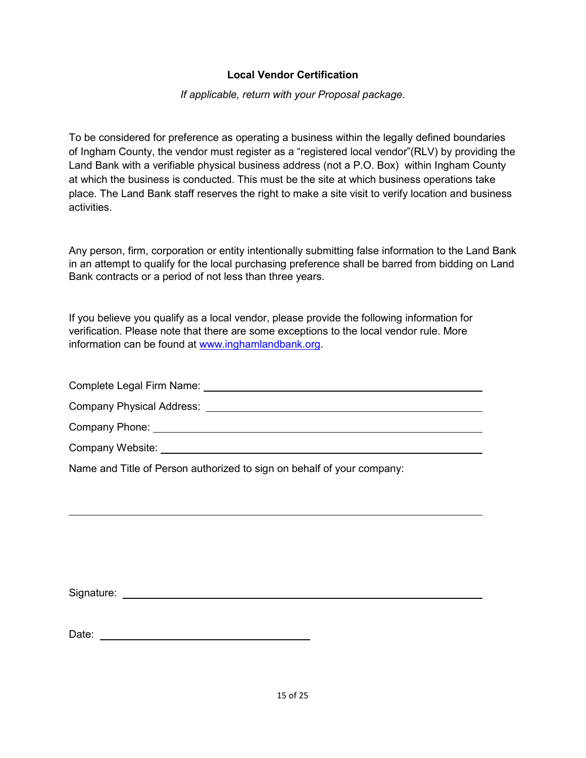## Local Vendor Certification

*If applicable, return with your Proposal package.*

To be considered for preference as operating a business within the legally defined boundaries of Ingham County, the vendor must register as a "registered local vendor"(RLV) by providing the Land Bank with a verifiable physical business address (not a P.O. Box) within Ingham County at which the business is conducted. This must be the site at which business operations take place. The Land Bank staff reserves the right to make a site visit to verify location and business activities.

Any person, firm, corporation or entity intentionally submitting false information to the Land Bank in an attempt to qualify for the local purchasing preference shall be barred from bidding on Land Bank contracts or a period of not less than three years.

If you believe you qualify as a local vendor, please provide the following information for verification. Please note that there are some exceptions to the local vendor rule. More information can be found at [www.inghamlandbank.org](http://www.inghamlandbank.org).

Complete Legal Firm Name: ______________________________________________

Company Physical Address: ______________________________________________

Company Phone: ______________________________________________

Company Website: ______________________________________________

Name and Title of Person authorized to sign on behalf of your company:

______________________________________________

Signature: ______________________________________________

Date: ______________________________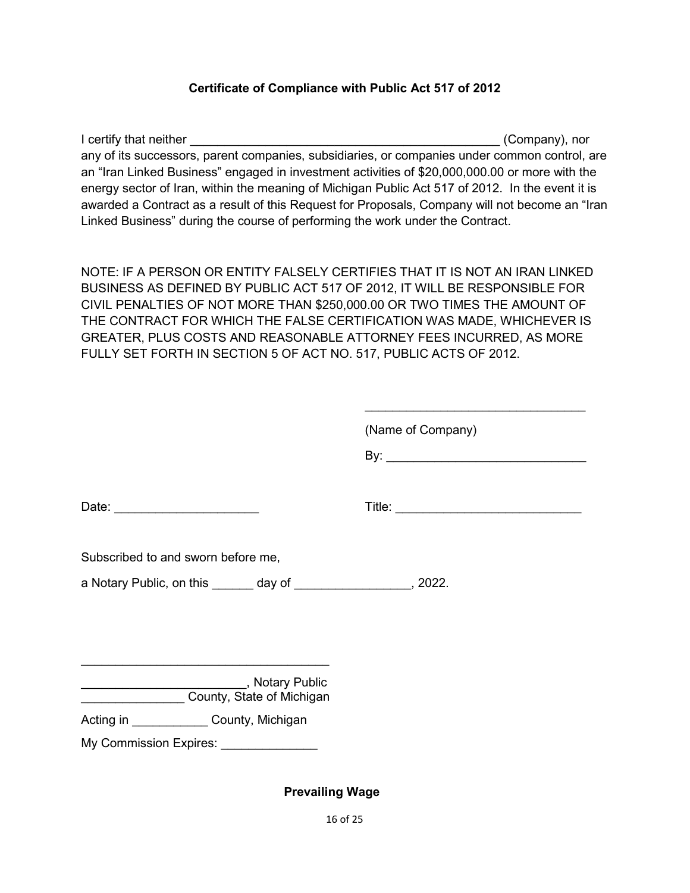### Certificate of Compliance with Public Act 517 of 2012

I certify that neither _______________________________________________ (Company), nor any of its successors, parent companies, subsidiaries, or companies under common control, are an "Iran Linked Business" engaged in investment activities of $20,000,000.00 or more with the energy sector of Iran, within the meaning of Michigan Public Act 517 of 2012. In the event it is awarded a Contract as a result of this Request for Proposals, Company will not become an "Iran Linked Business" during the course of performing the work under the Contract.

NOTE: IF A PERSON OR ENTITY FALSELY CERTIFIES THAT IT IS NOT AN IRAN LINKED BUSINESS AS DEFINED BY PUBLIC ACT 517 OF 2012, IT WILL BE RESPONSIBLE FOR CIVIL PENALTIES OF NOT MORE THAN $250,000.00 OR TWO TIMES THE AMOUNT OF THE CONTRACT FOR WHICH THE FALSE CERTIFICATION WAS MADE, WHICHEVER IS GREATER, PLUS COSTS AND REASONABLE ATTORNEY FEES INCURRED, AS MORE FULLY SET FORTH IN SECTION 5 OF ACT NO. 517, PUBLIC ACTS OF 2012.

_______________________________

(Name of Company)

By: _____________________________

Date: ____________________

Title: ___________________________

Subscribed to and sworn before me,

a Notary Public, on this ______ day of ________________, 2022.

____________________________________

________________________, Notary Public

_______________ County, State of Michigan

Acting in ___________ County, Michigan

My Commission Expires: ______________

### Prevailing Wage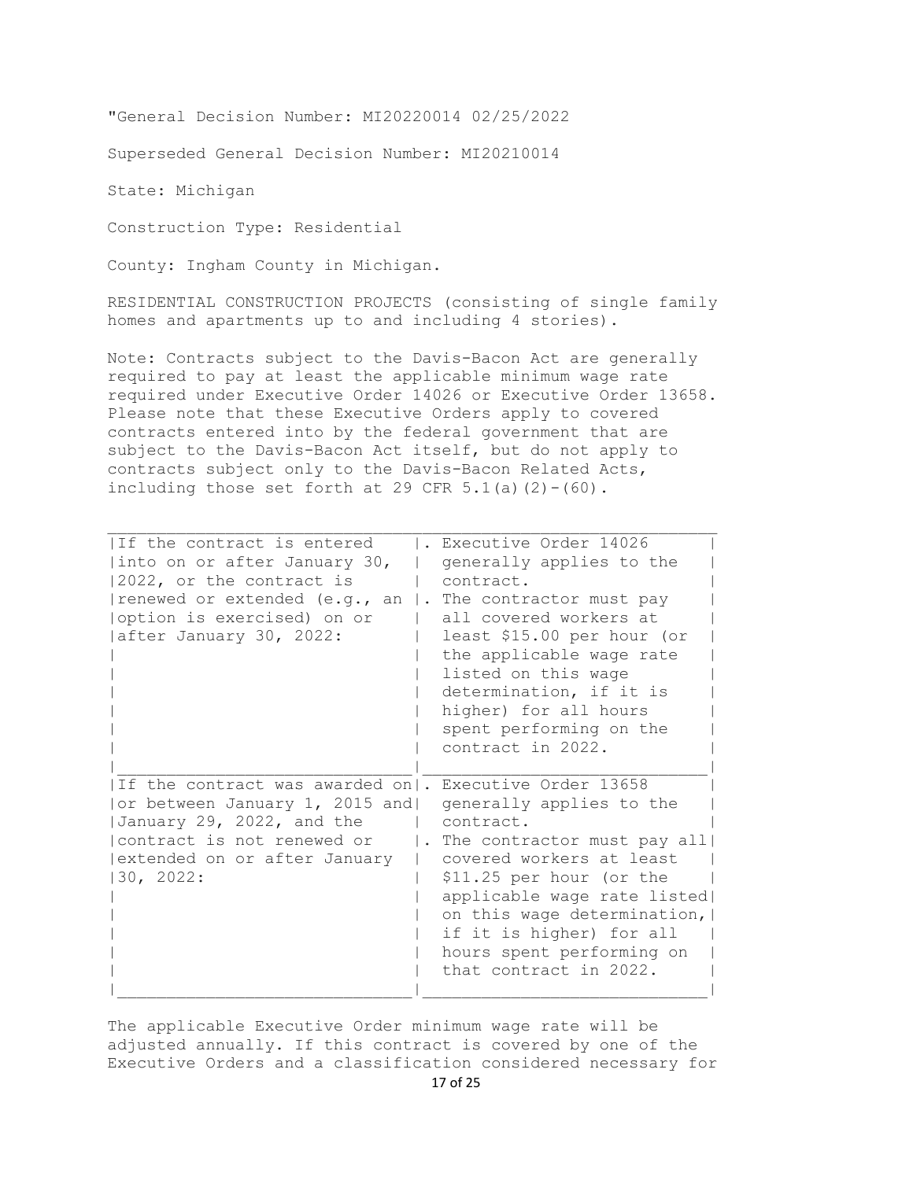"General Decision Number: MI20220014 02/25/2022

Superseded General Decision Number: MI20210014

State: Michigan

Construction Type: Residential

County: Ingham County in Michigan.

RESIDENTIAL CONSTRUCTION PROJECTS (consisting of single family homes and apartments up to and including 4 stories).

Note: Contracts subject to the Davis-Bacon Act are generally required to pay at least the applicable minimum wage rate required under Executive Order 14026 or Executive Order 13658. Please note that these Executive Orders apply to covered contracts entered into by the federal government that are subject to the Davis-Bacon Act itself, but do not apply to contracts subject only to the Davis-Bacon Related Acts, including those set forth at 29 CFR 5.1(a)(2)-(60).

| | |
|---|---|
| If the contract is entered into on or after January 30, 2022, or the contract is renewed or extended (e.g., an option is exercised) on or after January 30, 2022: | . Executive Order 14026 generally applies to the contract.<br>. The contractor must pay all covered workers at least $15.00 per hour (or the applicable wage rate listed on this wage determination, if it is higher) for all hours spent performing on the contract in 2022. |
| If the contract was awarded on or between January 1, 2015 and January 29, 2022, and the contract is not renewed or extended on or after January 30, 2022: | . Executive Order 13658 generally applies to the contract.<br>. The contractor must pay all covered workers at least $11.25 per hour (or the applicable wage rate listed on this wage determination, if it is higher) for all hours spent performing on that contract in 2022. |

The applicable Executive Order minimum wage rate will be adjusted annually. If this contract is covered by one of the Executive Orders and a classification considered necessary for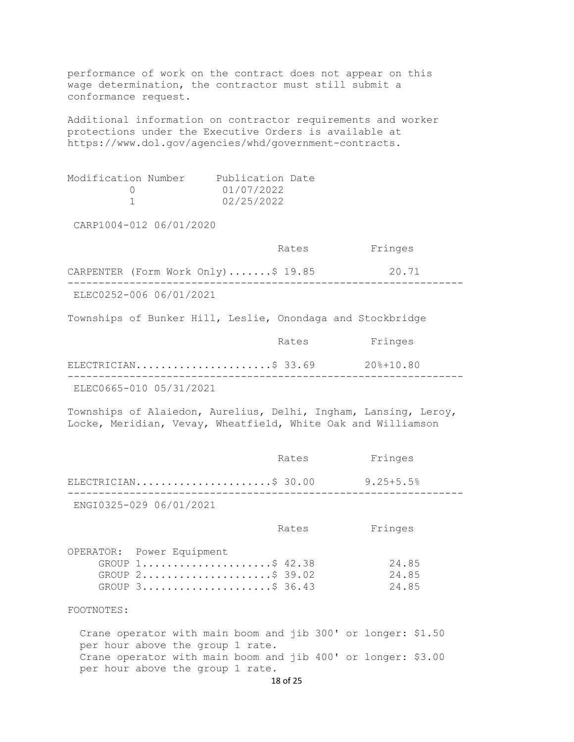performance of work on the contract does not appear on this wage determination, the contractor must still submit a conformance request.

Additional information on contractor requirements and worker protections under the Executive Orders is available at https://www.dol.gov/agencies/whd/government-contracts.

| Modification Number | Publication Date |
|---|---|
| 0 | 01/07/2022 |
| 1 | 02/25/2022 |

CARP1004-012 06/01/2020

| | Rates | Fringes |
|---|---|---|
| CARPENTER (Form Work Only) | $ 19.85 | 20.71 |

---

ELEC0252-006 06/01/2021

Townships of Bunker Hill, Leslie, Onondaga and Stockbridge

| | Rates | Fringes |
|---|---|---|
| ELECTRICIAN | $ 33.69 | 20%+10.80 |

---

ELEC0665-010 05/31/2021

Townships of Alaiedon, Aurelius, Delhi, Ingham, Lansing, Leroy, Locke, Meridian, Vevay, Wheatfield, White Oak and Williamson

| | Rates | Fringes |
|---|---|---|
| ELECTRICIAN | $ 30.00 | 9.25+5.5% |

---

ENGI0325-029 06/01/2021

| | Rates | Fringes |
|---|---|---|
| OPERATOR: Power Equipment | | |
| GROUP 1 | $ 42.38 | 24.85 |
| GROUP 2 | $ 39.02 | 24.85 |
| GROUP 3 | $ 36.43 | 24.85 |

FOOTNOTES:

Crane operator with main boom and jib 300' or longer: $1.50 per hour above the group 1 rate.
Crane operator with main boom and jib 400' or longer: $3.00 per hour above the group 1 rate.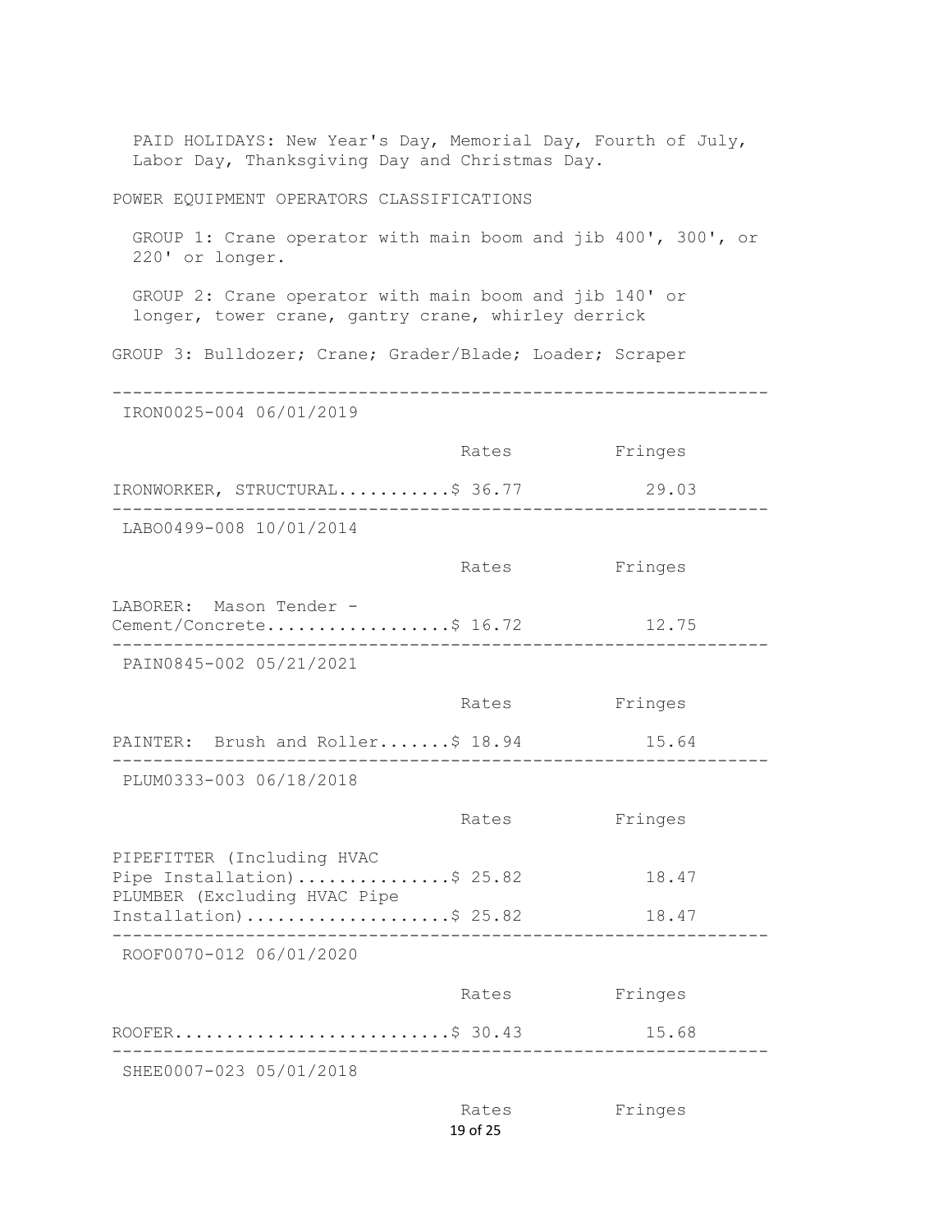PAID HOLIDAYS: New Year's Day, Memorial Day, Fourth of July, Labor Day, Thanksgiving Day and Christmas Day.

POWER EQUIPMENT OPERATORS CLASSIFICATIONS

GROUP 1: Crane operator with main boom and jib 400', 300', or 220' or longer.

GROUP 2: Crane operator with main boom and jib 140' or longer, tower crane, gantry crane, whirley derrick

GROUP 3: Bulldozer; Crane; Grader/Blade; Loader; Scraper

---

IRON0025-004 06/01/2019

| | Rates | Fringes |
|---|---|---|
| IRONWORKER, STRUCTURAL | $ 36.77 | 29.03 |

---

LABO0499-008 10/01/2014

| | Rates | Fringes |
|---|---|---|
| LABORER: Mason Tender - Cement/Concrete | $ 16.72 | 12.75 |

---

PAIN0845-002 05/21/2021

| | Rates | Fringes |
|---|---|---|
| PAINTER: Brush and Roller | $ 18.94 | 15.64 |

---

PLUM0333-003 06/18/2018

| | Rates | Fringes |
|---|---|---|
| PIPEFITTER (Including HVAC Pipe Installation) | $ 25.82 | 18.47 |
| PLUMBER (Excluding HVAC Pipe Installation) | $ 25.82 | 18.47 |

---

ROOF0070-012 06/01/2020

| | Rates | Fringes |
|---|---|---|
| ROOFER | $ 30.43 | 15.68 |

---

SHEE0007-023 05/01/2018

| | Rates | Fringes |
|---|---|---|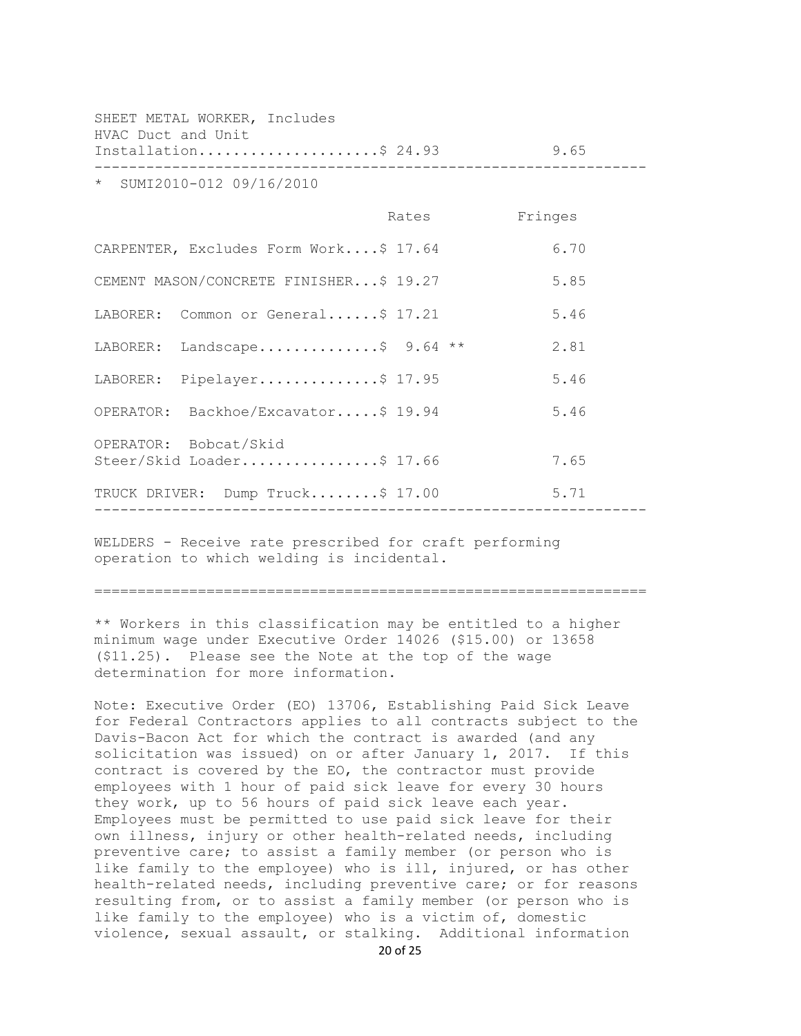| | Rates | Fringes |
|---|---|---|
| SHEET METAL WORKER, Includes HVAC Duct and Unit Installation | $ 24.93 | 9.65 |

\* SUMI2010-012 09/16/2010

| | Rates | Fringes |
|---|---|---|
| CARPENTER, Excludes Form Work | $ 17.64 | 6.70 |
| CEMENT MASON/CONCRETE FINISHER | $ 19.27 | 5.85 |
| LABORER: Common or General | $ 17.21 | 5.46 |
| LABORER: Landscape | $ 9.64 ** | 2.81 |
| LABORER: Pipelayer | $ 17.95 | 5.46 |
| OPERATOR: Backhoe/Excavator | $ 19.94 | 5.46 |
| OPERATOR: Bobcat/Skid Steer/Skid Loader | $ 17.66 | 7.65 |
| TRUCK DRIVER: Dump Truck | $ 17.00 | 5.71 |

WELDERS - Receive rate prescribed for craft performing operation to which welding is incidental.

---

** Workers in this classification may be entitled to a higher minimum wage under Executive Order 14026 ($15.00) or 13658 ($11.25). Please see the Note at the top of the wage determination for more information.

Note: Executive Order (EO) 13706, Establishing Paid Sick Leave for Federal Contractors applies to all contracts subject to the Davis-Bacon Act for which the contract is awarded (and any solicitation was issued) on or after January 1, 2017. If this contract is covered by the EO, the contractor must provide employees with 1 hour of paid sick leave for every 30 hours they work, up to 56 hours of paid sick leave each year. Employees must be permitted to use paid sick leave for their own illness, injury or other health-related needs, including preventive care; to assist a family member (or person who is like family to the employee) who is ill, injured, or has other health-related needs, including preventive care; or for reasons resulting from, or to assist a family member (or person who is like family to the employee) who is a victim of, domestic violence, sexual assault, or stalking. Additional information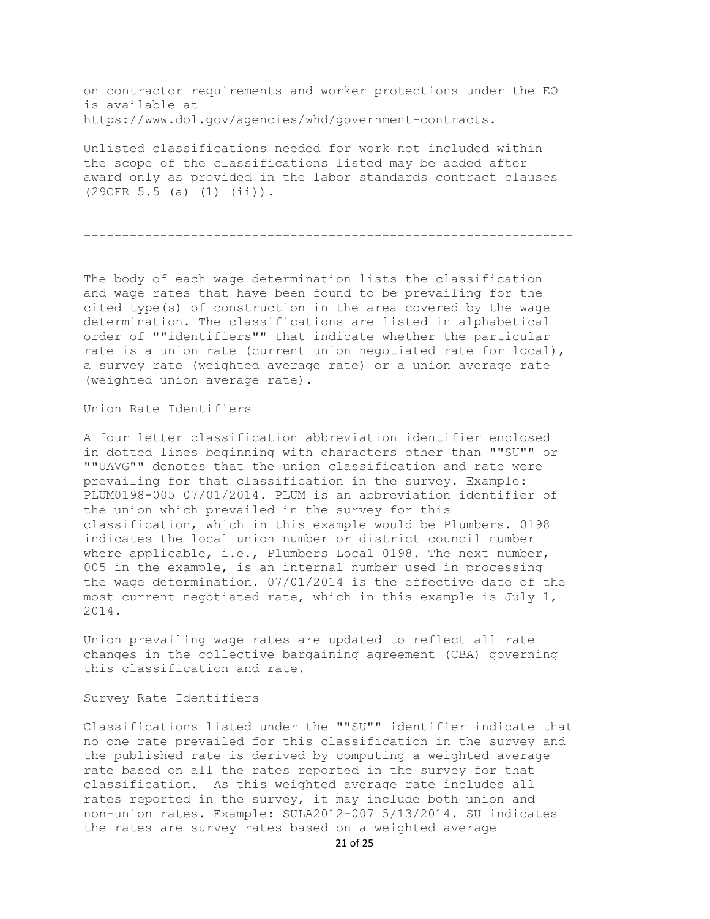on contractor requirements and worker protections under the EO is available at https://www.dol.gov/agencies/whd/government-contracts.

Unlisted classifications needed for work not included within the scope of the classifications listed may be added after award only as provided in the labor standards contract clauses (29CFR 5.5 (a) (1) (ii)).

----------------------------------------------------------------

The body of each wage determination lists the classification and wage rates that have been found to be prevailing for the cited type(s) of construction in the area covered by the wage determination. The classifications are listed in alphabetical order of ""identifiers"" that indicate whether the particular rate is a union rate (current union negotiated rate for local), a survey rate (weighted average rate) or a union average rate (weighted union average rate).

Union Rate Identifiers

A four letter classification abbreviation identifier enclosed in dotted lines beginning with characters other than ""SU"" or ""UAVG"" denotes that the union classification and rate were prevailing for that classification in the survey. Example: PLUM0198-005 07/01/2014. PLUM is an abbreviation identifier of the union which prevailed in the survey for this classification, which in this example would be Plumbers. 0198 indicates the local union number or district council number where applicable, i.e., Plumbers Local 0198. The next number, 005 in the example, is an internal number used in processing the wage determination. 07/01/2014 is the effective date of the most current negotiated rate, which in this example is July 1, 2014.

Union prevailing wage rates are updated to reflect all rate changes in the collective bargaining agreement (CBA) governing this classification and rate.

Survey Rate Identifiers

Classifications listed under the ""SU"" identifier indicate that no one rate prevailed for this classification in the survey and the published rate is derived by computing a weighted average rate based on all the rates reported in the survey for that classification. As this weighted average rate includes all rates reported in the survey, it may include both union and non-union rates. Example: SULA2012-007 5/13/2014. SU indicates the rates are survey rates based on a weighted average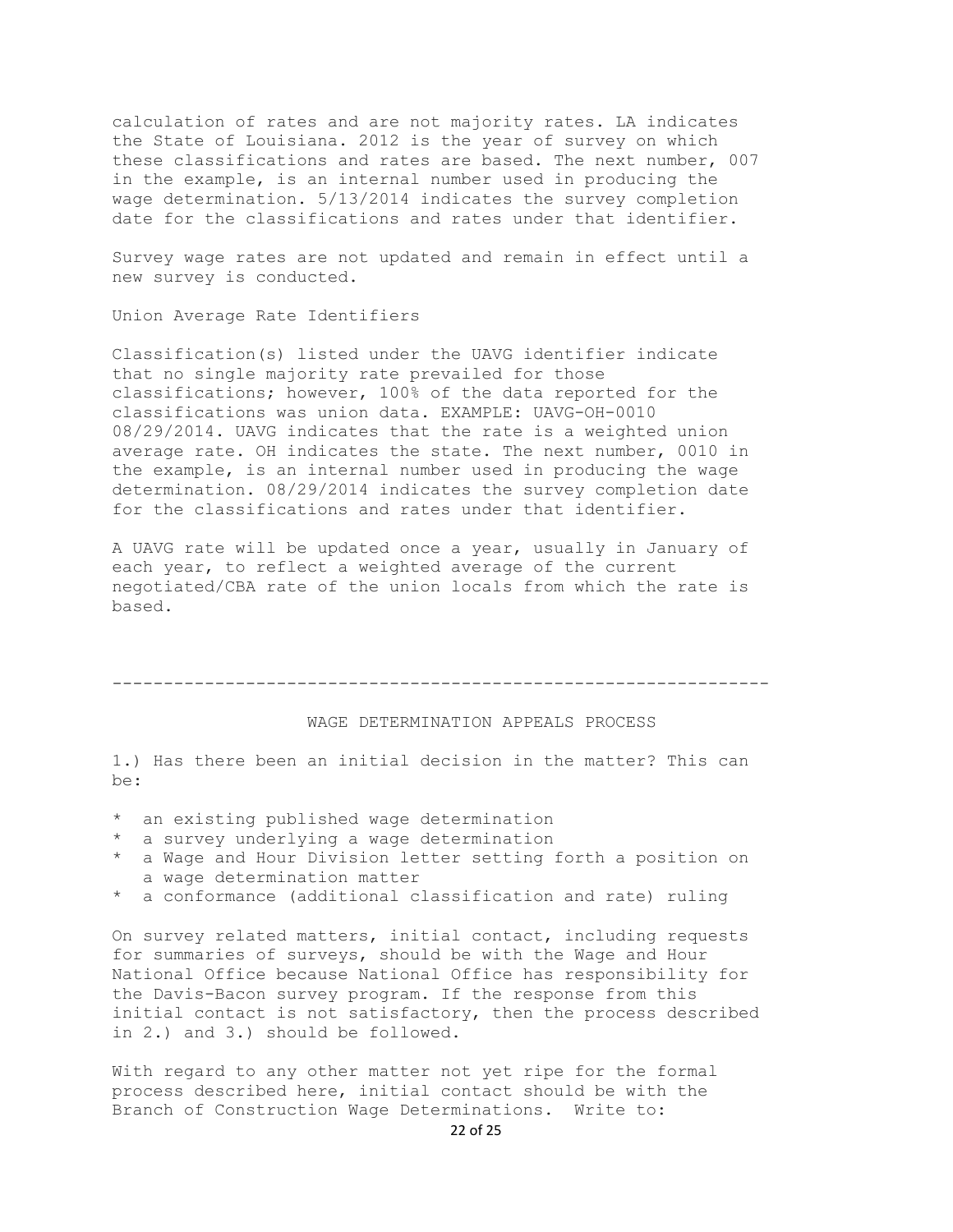calculation of rates and are not majority rates. LA indicates the State of Louisiana. 2012 is the year of survey on which these classifications and rates are based. The next number, 007 in the example, is an internal number used in producing the wage determination. 5/13/2014 indicates the survey completion date for the classifications and rates under that identifier.

Survey wage rates are not updated and remain in effect until a new survey is conducted.

Union Average Rate Identifiers

Classification(s) listed under the UAVG identifier indicate that no single majority rate prevailed for those classifications; however, 100% of the data reported for the classifications was union data. EXAMPLE: UAVG-OH-0010 08/29/2014. UAVG indicates that the rate is a weighted union average rate. OH indicates the state. The next number, 0010 in the example, is an internal number used in producing the wage determination. 08/29/2014 indicates the survey completion date for the classifications and rates under that identifier.

A UAVG rate will be updated once a year, usually in January of each year, to reflect a weighted average of the current negotiated/CBA rate of the union locals from which the rate is based.

----------------------------------------------------------------

WAGE DETERMINATION APPEALS PROCESS

1.) Has there been an initial decision in the matter? This can be:

* an existing published wage determination
* a survey underlying a wage determination
* a Wage and Hour Division letter setting forth a position on a wage determination matter
* a conformance (additional classification and rate) ruling

On survey related matters, initial contact, including requests for summaries of surveys, should be with the Wage and Hour National Office because National Office has responsibility for the Davis-Bacon survey program. If the response from this initial contact is not satisfactory, then the process described in 2.) and 3.) should be followed.

With regard to any other matter not yet ripe for the formal process described here, initial contact should be with the Branch of Construction Wage Determinations. Write to: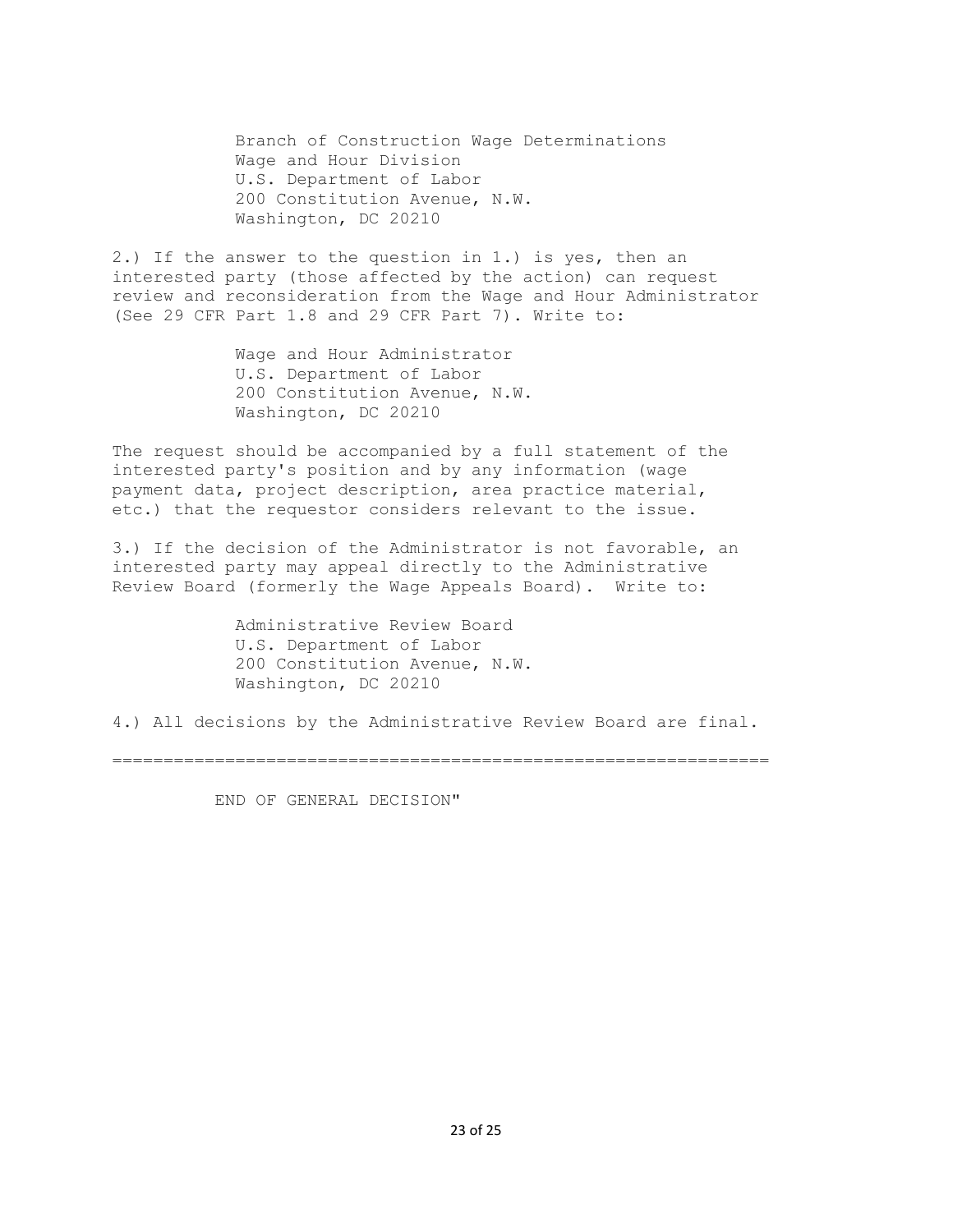Branch of Construction Wage Determinations
Wage and Hour Division
U.S. Department of Labor
200 Constitution Avenue, N.W.
Washington, DC 20210

2.) If the answer to the question in 1.) is yes, then an interested party (those affected by the action) can request review and reconsideration from the Wage and Hour Administrator (See 29 CFR Part 1.8 and 29 CFR Part 7). Write to:

Wage and Hour Administrator
U.S. Department of Labor
200 Constitution Avenue, N.W.
Washington, DC 20210

The request should be accompanied by a full statement of the interested party's position and by any information (wage payment data, project description, area practice material, etc.) that the requestor considers relevant to the issue.

3.) If the decision of the Administrator is not favorable, an interested party may appeal directly to the Administrative Review Board (formerly the Wage Appeals Board). Write to:

Administrative Review Board
U.S. Department of Labor
200 Constitution Avenue, N.W.
Washington, DC 20210

4.) All decisions by the Administrative Review Board are final.

================================================================

END OF GENERAL DECISION"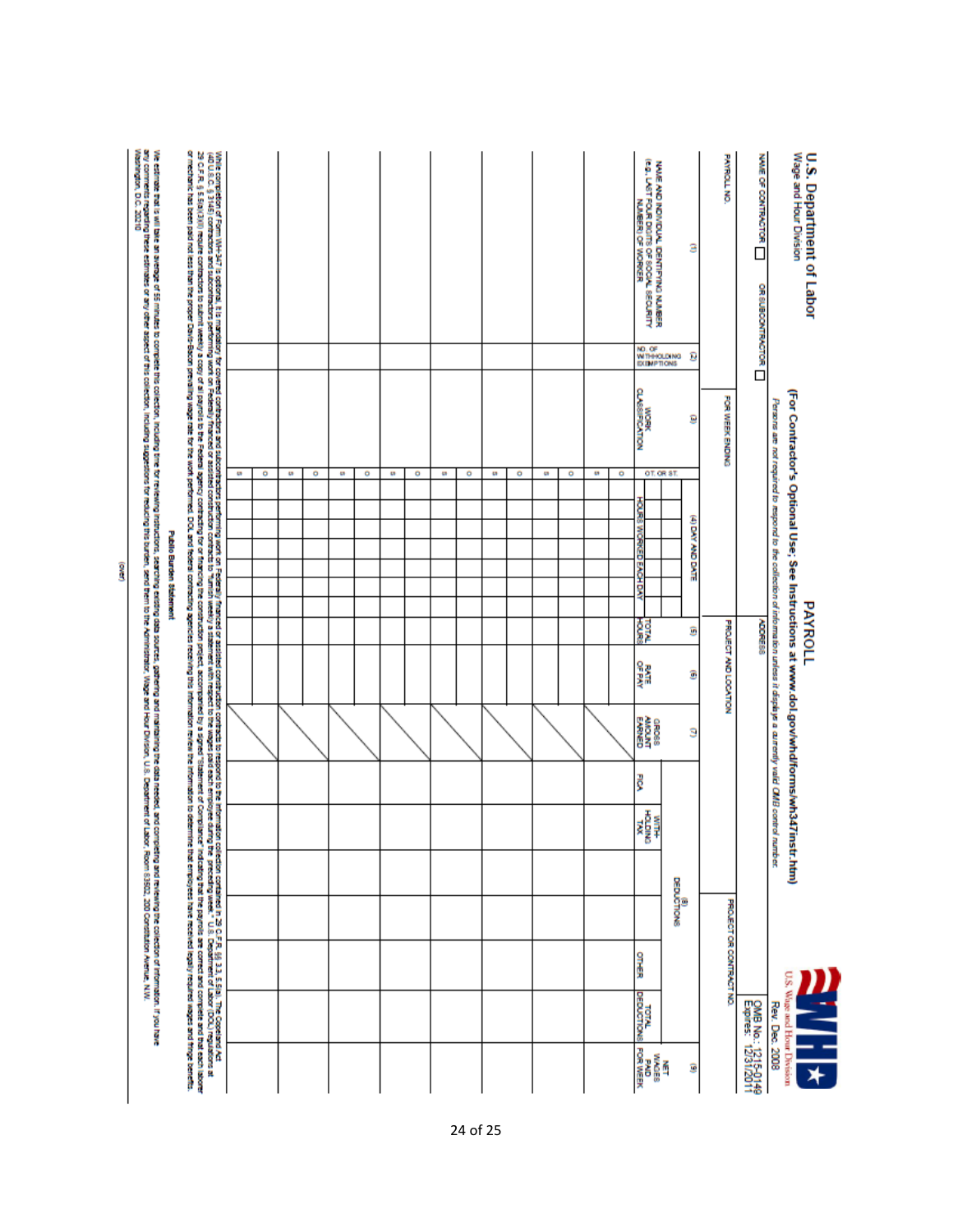# U.S. Department of Labor
Wage and Hour Division

## PAYROLL

**(For Contractor's Optional Use; See Instructions at www.dol.gov/whd/forms/wh347instr.htm)**

*Persons are not required to respond to the collection of information unless it displays a currently valid OMB control number.*

U.S. Wage and Hour Division

Rev. Dec. 2008

OMB No.: 1215-0149
Expires: 12/31/2011

NAME OF CONTRACTOR ☐ OR SUBCONTRACTOR ☐ | ADDRESS

PAYROLL NO. | FOR WEEK ENDING | PROJECT AND LOCATION | PROJECT OR CONTRACT NO.

| (1) NAME AND INDIVIDUAL IDENTIFYING NUMBER (e.g., LAST FOUR DIGITS OF SOCIAL SECURITY NUMBER) OF WORKER | (2) NO. OF WITHHOLDING EXEMPTIONS | (3) WORK CLASSIFICATION | OT. OR ST. | (4) DAY AND DATE | | | | | | | (5) TOTAL HOURS | (6) RATE OF PAY | (7) GROSS AMOUNT EARNED | (8) DEDUCTIONS | | | | | (9) NET WAGES PAID FOR WEEK |
|---|---|---|---|---|---|---|---|---|---|---|---|---|---|---|---|---|---|---|---|
| | | | | HOURS WORKED EACH DAY | | | | | | | | | | FICA | WITH-HOLDING TAX | | | OTHER | TOTAL DEDUCTIONS |
| | | | O | | | | | | | | | | | | | | | | |
| | | | S | | | | | | | | | | | | | | | | |
| | | | O | | | | | | | | | | | | | | | | |
| | | | S | | | | | | | | | | | | | | | | |
| | | | O | | | | | | | | | | | | | | | | |
| | | | S | | | | | | | | | | | | | | | | |
| | | | O | | | | | | | | | | | | | | | | |
| | | | S | | | | | | | | | | | | | | | | |
| | | | O | | | | | | | | | | | | | | | | |
| | | | S | | | | | | | | | | | | | | | | |
| | | | O | | | | | | | | | | | | | | | | |
| | | | S | | | | | | | | | | | | | | | | |
| | | | O | | | | | | | | | | | | | | | | |
| | | | S | | | | | | | | | | | | | | | | |
| | | | O | | | | | | | | | | | | | | | | |
| | | | S | | | | | | | | | | | | | | | | |

While completion of Form WH-347 is optional, it is mandatory for covered contractors and subcontractors performing work on Federally financed or assisted construction contracts to respond to the information collection contained in 29 C.F.R. §§ 3.3, 5.5(a). The Copeland Act (40 U.S.C. § 3145) contractors and subcontractors performing work on Federally financed or assisted construction contracts to "furnish weekly a statement with respect to the wages paid each employee during the preceding week." U.S. Department of Labor (DOL) regulations at 29 C.F.R. § 5.5(a)(3)(ii) require contractors to submit weekly a copy of all payrolls to the Federal agency contracting for or financing the construction project, accompanied by a signed "Statement of Compliance" indicating that the payrolls are correct and complete and that each laborer or mechanic has been paid not less than the proper Davis-Bacon prevailing wage rate for the work performed. DOL and federal contracting agencies receiving this information review the information to determine that employees have received legally required wages and fringe benefits.

**Public Burden Statement**

We estimate that is will take an average of 55 minutes to complete this collection, including time for reviewing instructions, searching existing data sources, gathering and maintaining the data needed, and completing and reviewing the collection of information. If you have any comments regarding these estimates or any other aspect of this collection, including suggestions for reducing this burden, send them to the Administrator, Wage and Hour Division, U.S. Department of Labor, Room S3502, 200 Constitution Avenue, N.W. Washington, D.C. 20210

(over)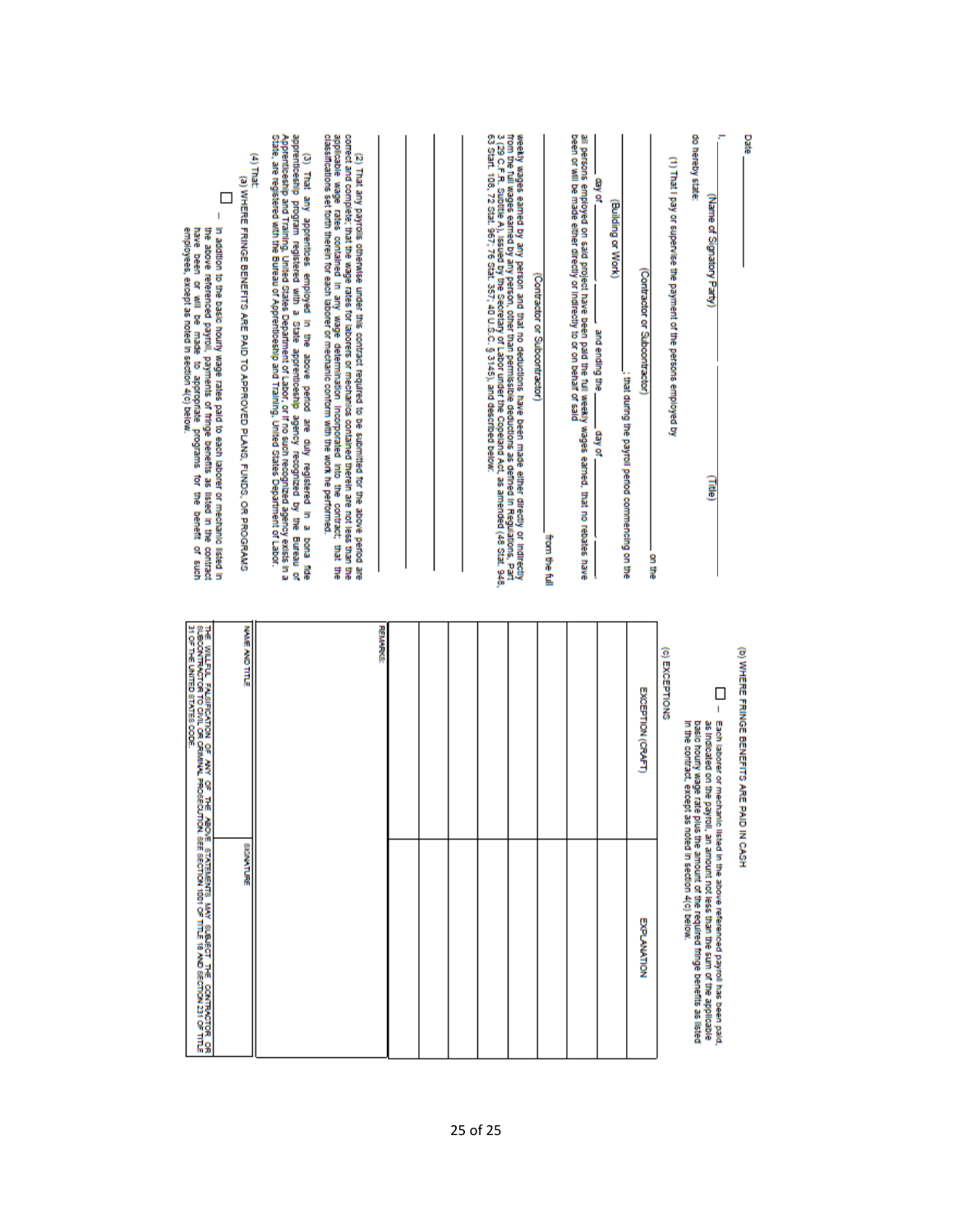Date ___________

I, ___________________ ___________________
(Name of Signatory Party) (Title)

do hereby state:

(1) That I pay or supervise the payment of the persons employed by

___________________________________________ on the
(Contractor or Subcontractor)

___________________________________________; that during the payroll period commencing on the
(Building or Work)

_____ day of _____________, _____ and ending the _____ day of _____________, _____,

all persons employed on said project have been paid the full weekly wages earned, that no rebates have been or will be made either directly or indirectly to or on behalf of said

___________________________________________ from the full
(Contractor or Subcontractor)

weekly wages earned by any person and that no deductions have been made either directly or indirectly from the full wages earned by any person, other than permissible deductions as defined in Regulations, Part 3 (29 C.F.R. Subtitle A), issued by the Secretary of Labor under the Copeland Act, as amended (48 Stat. 948, 63 Stat. 108, 72 Stat. 967; 76 Stat. 357; 40 U.S.C. § 3145), and described below:

___________________________________________

___________________________________________

___________________________________________

___________________________________________

(2) That any payrolls otherwise under this contract required to be submitted for the above period are correct and complete; that the wage rates for laborers or mechanics contained therein are not less than the applicable wage rates contained in any wage determination incorporated into the contract; that the classifications set forth therein for each laborer or mechanic conform with the work he performed.

(3) That any apprentices employed in the above period are duly registered in a bona fide apprenticeship program registered with a State apprenticeship agency recognized by the Bureau of Apprenticeship and Training, United States Department of Labor, or if no such recognized agency exists in a State, are registered with the Bureau of Apprenticeship and Training, United States Department of Labor.

(4) That:

(a) WHERE FRINGE BENEFITS ARE PAID TO APPROVED PLANS, FUNDS, OR PROGRAMS

☐ – In addition to the basic hourly wage rates paid to each laborer or mechanic listed in the above referenced payroll, payments of fringe benefits as listed in the contract have been or will be made to appropriate programs for the benefit of such employees, except as noted in section 4(c) below.

(b) WHERE FRINGE BENEFITS ARE PAID IN CASH

☐ – Each laborer or mechanic listed in the above referenced payroll has been paid, as indicated on the payroll, an amount not less than the sum of the applicable basic hourly wage rate plus the amount of the required fringe benefits as listed in the contract, except as noted in section 4(c) below.

(c) EXCEPTIONS

| EXCEPTION (CRAFT) | EXPLANATION |
|---|---|
| | |
| | |
| | |
| | |
| | |
| | |
| | |
| | |
| | |
| | |

REMARKS:

| NAME AND TITLE | SIGNATURE |
|---|---|
| | |

THE WILLFUL FALSIFICATION OF ANY OF THE ABOVE STATEMENTS MAY SUBJECT THE CONTRACTOR OR SUBCONTRACTOR TO CIVIL OR CRIMINAL PROSECUTION. SEE SECTION 1001 OF TITLE 18 AND SECTION 231 OF TITLE 31 OF THE UNITED STATES CODE.